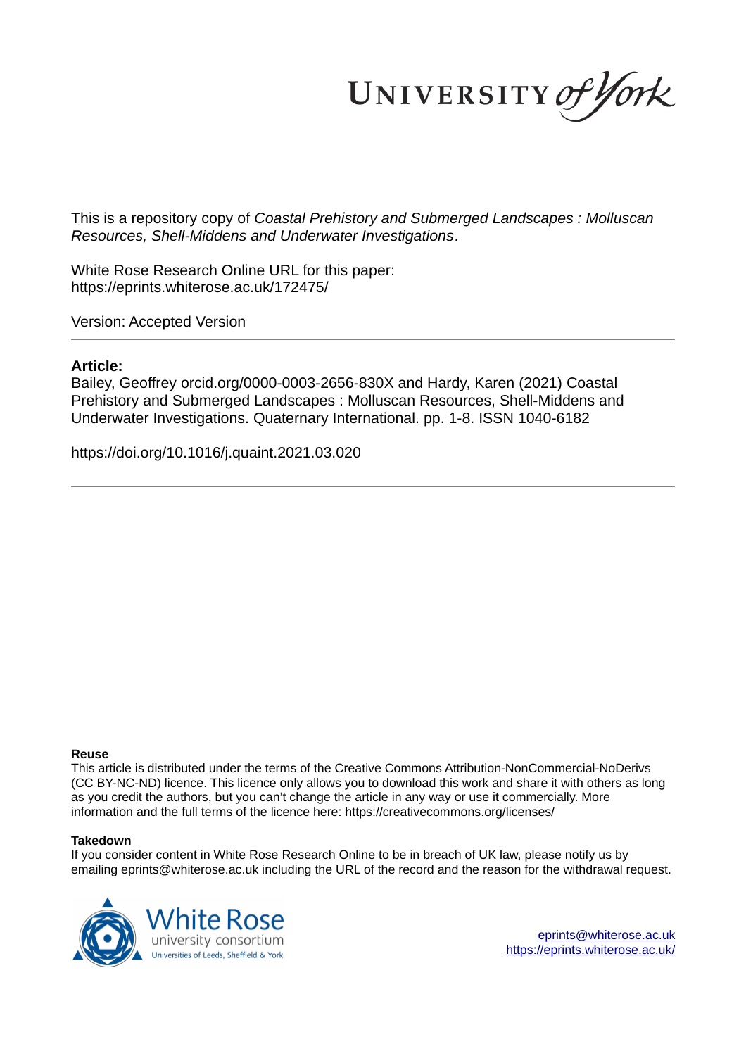UNIVERSITY of York

This is a repository copy of *Coastal Prehistory and Submerged Landscapes : Molluscan Resources, Shell-Middens and Underwater Investigations*.

White Rose Research Online URL for this paper:
https://eprints.whiterose.ac.uk/172475/

Version: Accepted Version

---

**Article:**

Bailey, Geoffrey orcid.org/0000-0003-2656-830X and Hardy, Karen (2021) Coastal Prehistory and Submerged Landscapes : Molluscan Resources, Shell-Middens and Underwater Investigations. Quaternary International. pp. 1-8. ISSN 1040-6182

https://doi.org/10.1016/j.quaint.2021.03.020

---

**Reuse**

This article is distributed under the terms of the Creative Commons Attribution-NonCommercial-NoDerivs (CC BY-NC-ND) licence. This licence only allows you to download this work and share it with others as long as you credit the authors, but you can't change the article in any way or use it commercially. More information and the full terms of the licence here: https://creativecommons.org/licenses/

**Takedown**

If you consider content in White Rose Research Online to be in breach of UK law, please notify us by emailing eprints@whiterose.ac.uk including the URL of the record and the reason for the withdrawal request.

White Rose university consortium
Universities of Leeds, Sheffield & York

eprints@whiterose.ac.uk
https://eprints.whiterose.ac.uk/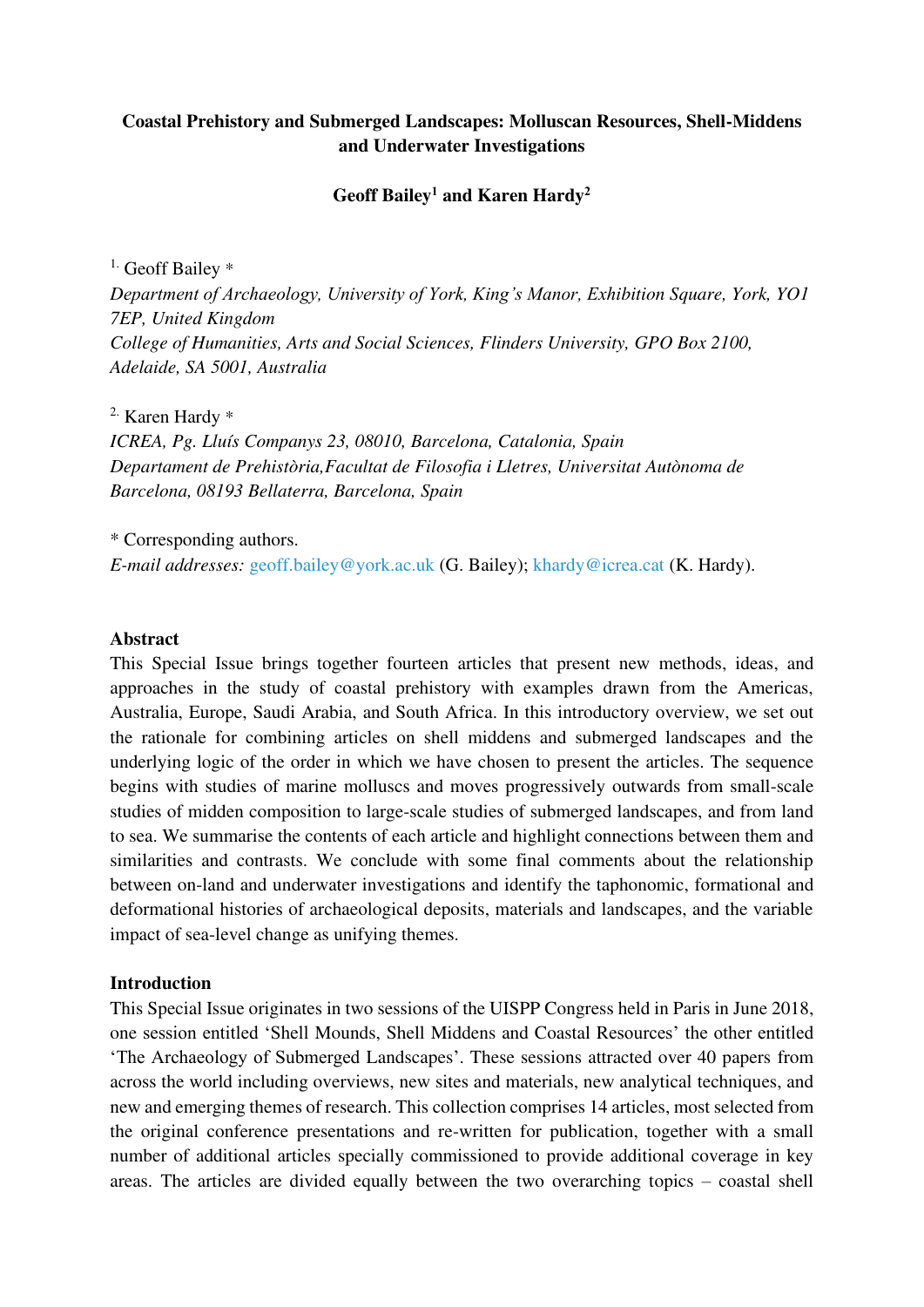**Coastal Prehistory and Submerged Landscapes: Molluscan Resources, Shell-Middens and Underwater Investigations**

**Geoff Bailey[1] and Karen Hardy[2]**

[1.] Geoff Bailey *

*Department of Archaeology, University of York, King's Manor, Exhibition Square, York, YO1 7EP, United Kingdom*

*College of Humanities, Arts and Social Sciences, Flinders University, GPO Box 2100, Adelaide, SA 5001, Australia*

[2.] Karen Hardy *

*ICREA, Pg. Lluís Companys 23, 08010, Barcelona, Catalonia, Spain*

*Departament de Prehistòria,Facultat de Filosofia i Lletres, Universitat Autònoma de Barcelona, 08193 Bellaterra, Barcelona, Spain*

* Corresponding authors.

*E-mail addresses:* geoff.bailey@york.ac.uk (G. Bailey); khardy@icrea.cat (K. Hardy).

**Abstract**

This Special Issue brings together fourteen articles that present new methods, ideas, and approaches in the study of coastal prehistory with examples drawn from the Americas, Australia, Europe, Saudi Arabia, and South Africa. In this introductory overview, we set out the rationale for combining articles on shell middens and submerged landscapes and the underlying logic of the order in which we have chosen to present the articles. The sequence begins with studies of marine molluscs and moves progressively outwards from small-scale studies of midden composition to large-scale studies of submerged landscapes, and from land to sea. We summarise the contents of each article and highlight connections between them and similarities and contrasts. We conclude with some final comments about the relationship between on-land and underwater investigations and identify the taphonomic, formational and deformational histories of archaeological deposits, materials and landscapes, and the variable impact of sea-level change as unifying themes.

**Introduction**

This Special Issue originates in two sessions of the UISPP Congress held in Paris in June 2018, one session entitled 'Shell Mounds, Shell Middens and Coastal Resources' the other entitled 'The Archaeology of Submerged Landscapes'. These sessions attracted over 40 papers from across the world including overviews, new sites and materials, new analytical techniques, and new and emerging themes of research. This collection comprises 14 articles, most selected from the original conference presentations and re-written for publication, together with a small number of additional articles specially commissioned to provide additional coverage in key areas. The articles are divided equally between the two overarching topics – coastal shell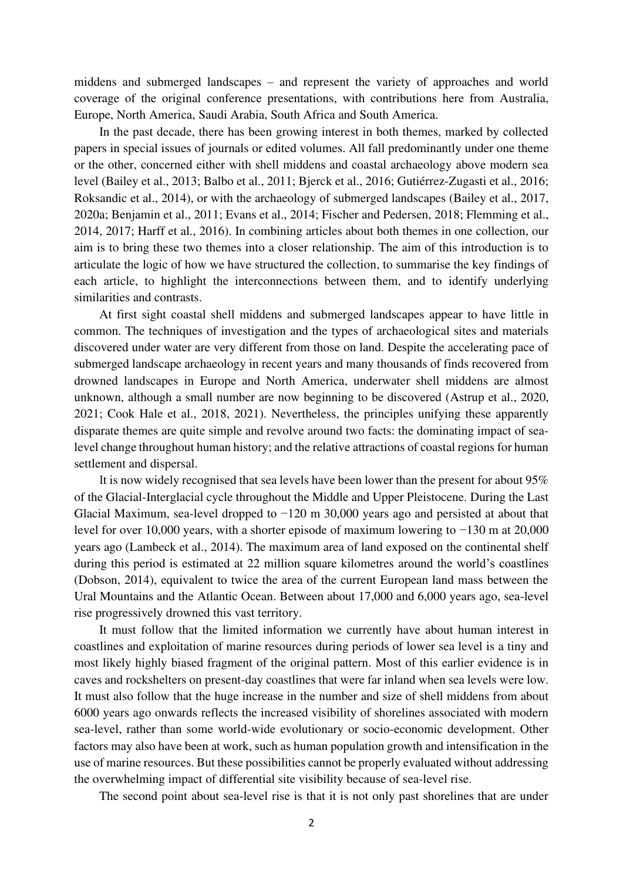middens and submerged landscapes – and represent the variety of approaches and world coverage of the original conference presentations, with contributions here from Australia, Europe, North America, Saudi Arabia, South Africa and South America.

In the past decade, there has been growing interest in both themes, marked by collected papers in special issues of journals or edited volumes. All fall predominantly under one theme or the other, concerned either with shell middens and coastal archaeology above modern sea level (Bailey et al., 2013; Balbo et al., 2011; Bjerck et al., 2016; Gutiérrez-Zugasti et al., 2016; Roksandic et al., 2014), or with the archaeology of submerged landscapes (Bailey et al., 2017, 2020a; Benjamin et al., 2011; Evans et al., 2014; Fischer and Pedersen, 2018; Flemming et al., 2014, 2017; Harff et al., 2016). In combining articles about both themes in one collection, our aim is to bring these two themes into a closer relationship. The aim of this introduction is to articulate the logic of how we have structured the collection, to summarise the key findings of each article, to highlight the interconnections between them, and to identify underlying similarities and contrasts.

At first sight coastal shell middens and submerged landscapes appear to have little in common. The techniques of investigation and the types of archaeological sites and materials discovered under water are very different from those on land. Despite the accelerating pace of submerged landscape archaeology in recent years and many thousands of finds recovered from drowned landscapes in Europe and North America, underwater shell middens are almost unknown, although a small number are now beginning to be discovered (Astrup et al., 2020, 2021; Cook Hale et al., 2018, 2021). Nevertheless, the principles unifying these apparently disparate themes are quite simple and revolve around two facts: the dominating impact of sea-level change throughout human history; and the relative attractions of coastal regions for human settlement and dispersal.

It is now widely recognised that sea levels have been lower than the present for about 95% of the Glacial-Interglacial cycle throughout the Middle and Upper Pleistocene. During the Last Glacial Maximum, sea-level dropped to −120 m 30,000 years ago and persisted at about that level for over 10,000 years, with a shorter episode of maximum lowering to −130 m at 20,000 years ago (Lambeck et al., 2014). The maximum area of land exposed on the continental shelf during this period is estimated at 22 million square kilometres around the world's coastlines (Dobson, 2014), equivalent to twice the area of the current European land mass between the Ural Mountains and the Atlantic Ocean. Between about 17,000 and 6,000 years ago, sea-level rise progressively drowned this vast territory.

It must follow that the limited information we currently have about human interest in coastlines and exploitation of marine resources during periods of lower sea level is a tiny and most likely highly biased fragment of the original pattern. Most of this earlier evidence is in caves and rockshelters on present-day coastlines that were far inland when sea levels were low. It must also follow that the huge increase in the number and size of shell middens from about 6000 years ago onwards reflects the increased visibility of shorelines associated with modern sea-level, rather than some world-wide evolutionary or socio-economic development. Other factors may also have been at work, such as human population growth and intensification in the use of marine resources. But these possibilities cannot be properly evaluated without addressing the overwhelming impact of differential site visibility because of sea-level rise.

The second point about sea-level rise is that it is not only past shorelines that are under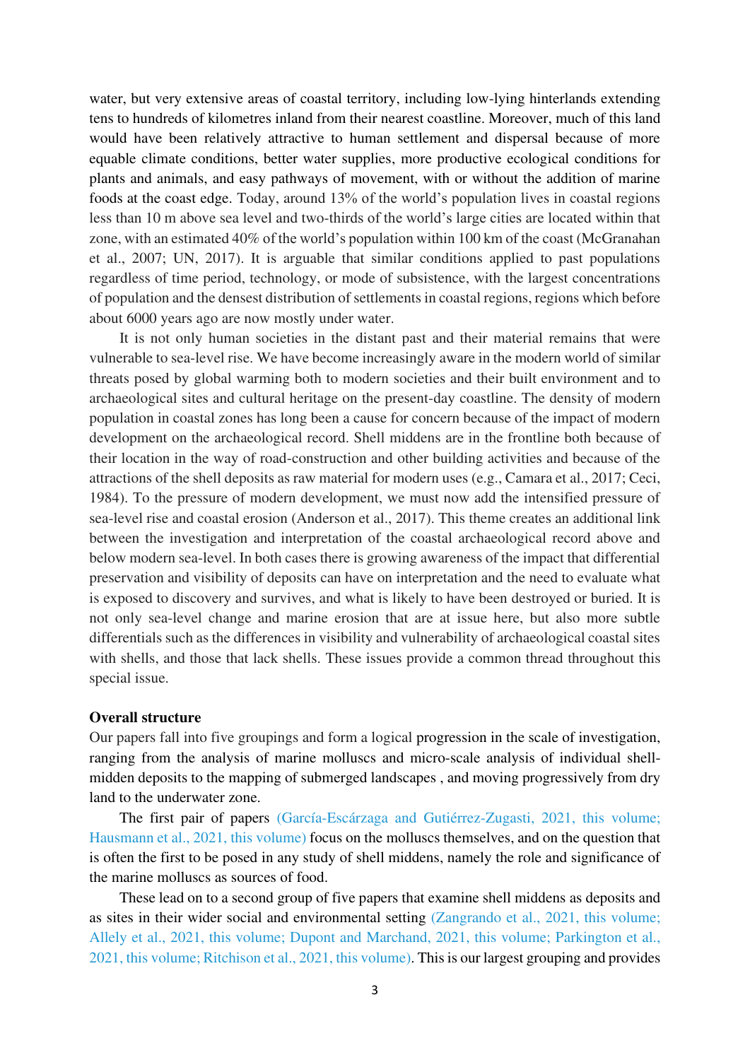water, but very extensive areas of coastal territory, including low-lying hinterlands extending tens to hundreds of kilometres inland from their nearest coastline. Moreover, much of this land would have been relatively attractive to human settlement and dispersal because of more equable climate conditions, better water supplies, more productive ecological conditions for plants and animals, and easy pathways of movement, with or without the addition of marine foods at the coast edge. Today, around 13% of the world's population lives in coastal regions less than 10 m above sea level and two-thirds of the world's large cities are located within that zone, with an estimated 40% of the world's population within 100 km of the coast (McGranahan et al., 2007; UN, 2017). It is arguable that similar conditions applied to past populations regardless of time period, technology, or mode of subsistence, with the largest concentrations of population and the densest distribution of settlements in coastal regions, regions which before about 6000 years ago are now mostly under water.

It is not only human societies in the distant past and their material remains that were vulnerable to sea-level rise. We have become increasingly aware in the modern world of similar threats posed by global warming both to modern societies and their built environment and to archaeological sites and cultural heritage on the present-day coastline. The density of modern population in coastal zones has long been a cause for concern because of the impact of modern development on the archaeological record. Shell middens are in the frontline both because of their location in the way of road-construction and other building activities and because of the attractions of the shell deposits as raw material for modern uses (e.g., Camara et al., 2017; Ceci, 1984). To the pressure of modern development, we must now add the intensified pressure of sea-level rise and coastal erosion (Anderson et al., 2017). This theme creates an additional link between the investigation and interpretation of the coastal archaeological record above and below modern sea-level. In both cases there is growing awareness of the impact that differential preservation and visibility of deposits can have on interpretation and the need to evaluate what is exposed to discovery and survives, and what is likely to have been destroyed or buried. It is not only sea-level change and marine erosion that are at issue here, but also more subtle differentials such as the differences in visibility and vulnerability of archaeological coastal sites with shells, and those that lack shells. These issues provide a common thread throughout this special issue.

**Overall structure**

Our papers fall into five groupings and form a logical progression in the scale of investigation, ranging from the analysis of marine molluscs and micro-scale analysis of individual shell-midden deposits to the mapping of submerged landscapes , and moving progressively from dry land to the underwater zone.

The first pair of papers (García-Escárzaga and Gutiérrez-Zugasti, 2021, this volume; Hausmann et al., 2021, this volume) focus on the molluscs themselves, and on the question that is often the first to be posed in any study of shell middens, namely the role and significance of the marine molluscs as sources of food.

These lead on to a second group of five papers that examine shell middens as deposits and as sites in their wider social and environmental setting (Zangrando et al., 2021, this volume; Allely et al., 2021, this volume; Dupont and Marchand, 2021, this volume; Parkington et al., 2021, this volume; Ritchison et al., 2021, this volume). This is our largest grouping and provides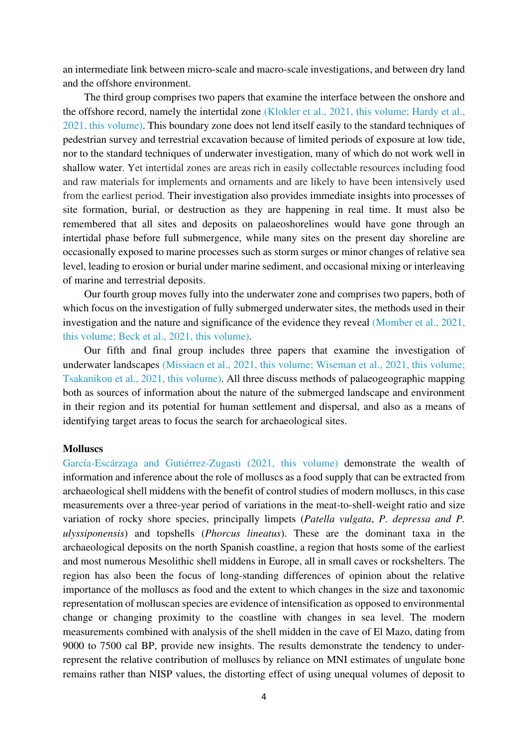an intermediate link between micro-scale and macro-scale investigations, and between dry land and the offshore environment.

The third group comprises two papers that examine the interface between the onshore and the offshore record, namely the intertidal zone (Klokler et al., 2021, this volume; Hardy et al., 2021, this volume). This boundary zone does not lend itself easily to the standard techniques of pedestrian survey and terrestrial excavation because of limited periods of exposure at low tide, nor to the standard techniques of underwater investigation, many of which do not work well in shallow water. Yet intertidal zones are areas rich in easily collectable resources including food and raw materials for implements and ornaments and are likely to have been intensively used from the earliest period. Their investigation also provides immediate insights into processes of site formation, burial, or destruction as they are happening in real time. It must also be remembered that all sites and deposits on palaeoshorelines would have gone through an intertidal phase before full submergence, while many sites on the present day shoreline are occasionally exposed to marine processes such as storm surges or minor changes of relative sea level, leading to erosion or burial under marine sediment, and occasional mixing or interleaving of marine and terrestrial deposits.

Our fourth group moves fully into the underwater zone and comprises two papers, both of which focus on the investigation of fully submerged underwater sites, the methods used in their investigation and the nature and significance of the evidence they reveal (Momber et al., 2021, this volume; Beck et al., 2021, this volume).

Our fifth and final group includes three papers that examine the investigation of underwater landscapes (Missiaen et al., 2021, this volume; Wiseman et al., 2021, this volume; Tsakanikou et al., 2021, this volume). All three discuss methods of palaeogeographic mapping both as sources of information about the nature of the submerged landscape and environment in their region and its potential for human settlement and dispersal, and also as a means of identifying target areas to focus the search for archaeological sites.

**Molluscs**

García-Escárzaga and Gutiérrez-Zugasti (2021, this volume) demonstrate the wealth of information and inference about the role of molluscs as a food supply that can be extracted from archaeological shell middens with the benefit of control studies of modern molluscs, in this case measurements over a three-year period of variations in the meat-to-shell-weight ratio and size variation of rocky shore species, principally limpets (*Patella vulgata*, *P. depressa and P. ulyssiponensis*) and topshells (*Phorcus lineatus*). These are the dominant taxa in the archaeological deposits on the north Spanish coastline, a region that hosts some of the earliest and most numerous Mesolithic shell middens in Europe, all in small caves or rockshelters. The region has also been the focus of long-standing differences of opinion about the relative importance of the molluscs as food and the extent to which changes in the size and taxonomic representation of molluscan species are evidence of intensification as opposed to environmental change or changing proximity to the coastline with changes in sea level. The modern measurements combined with analysis of the shell midden in the cave of El Mazo, dating from 9000 to 7500 cal BP, provide new insights. The results demonstrate the tendency to under-represent the relative contribution of molluscs by reliance on MNI estimates of ungulate bone remains rather than NISP values, the distorting effect of using unequal volumes of deposit to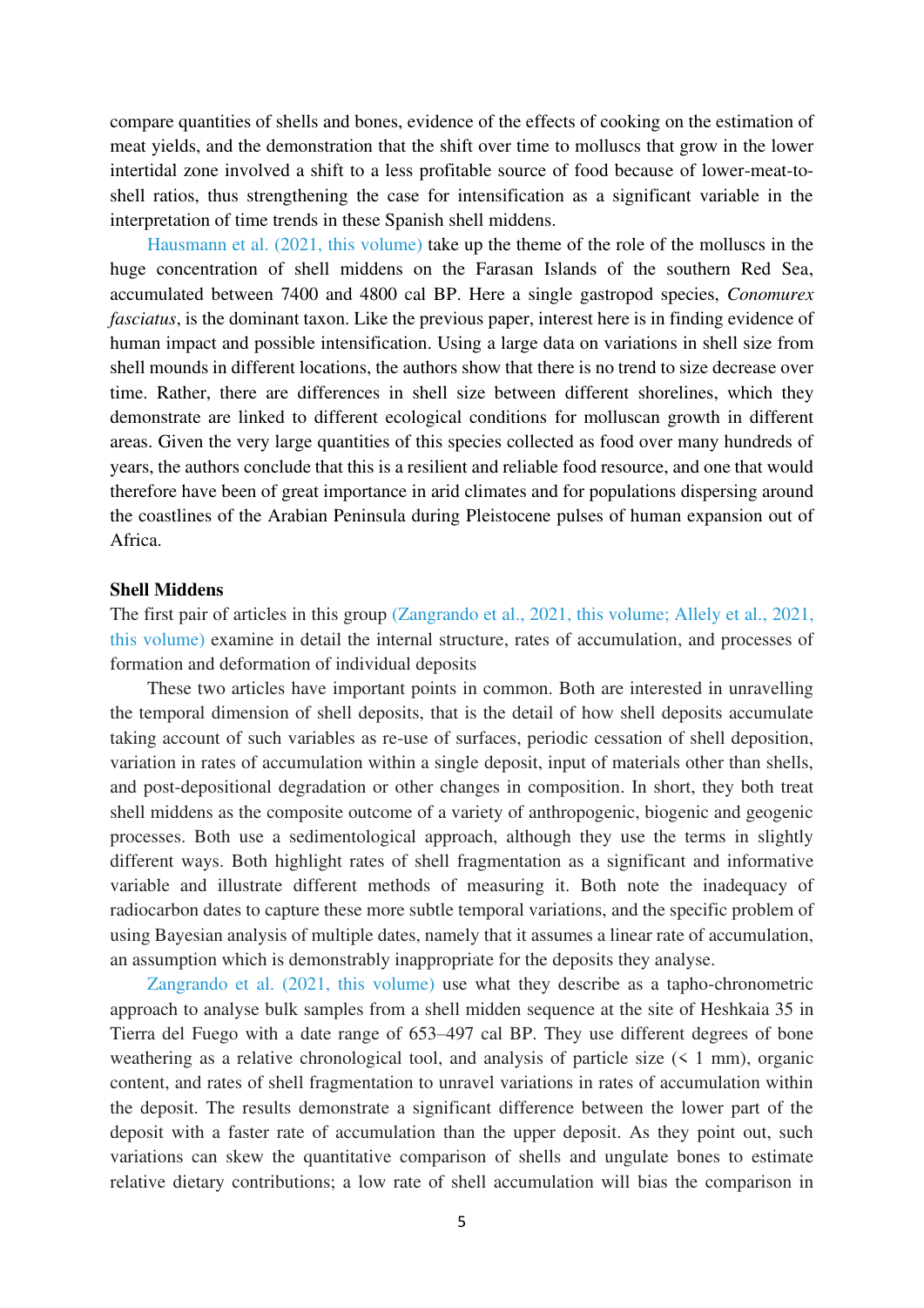compare quantities of shells and bones, evidence of the effects of cooking on the estimation of meat yields, and the demonstration that the shift over time to molluscs that grow in the lower intertidal zone involved a shift to a less profitable source of food because of lower-meat-to-shell ratios, thus strengthening the case for intensification as a significant variable in the interpretation of time trends in these Spanish shell middens.

Hausmann et al. (2021, this volume) take up the theme of the role of the molluscs in the huge concentration of shell middens on the Farasan Islands of the southern Red Sea, accumulated between 7400 and 4800 cal BP. Here a single gastropod species, *Conomurex fasciatus*, is the dominant taxon. Like the previous paper, interest here is in finding evidence of human impact and possible intensification. Using a large data on variations in shell size from shell mounds in different locations, the authors show that there is no trend to size decrease over time. Rather, there are differences in shell size between different shorelines, which they demonstrate are linked to different ecological conditions for molluscan growth in different areas. Given the very large quantities of this species collected as food over many hundreds of years, the authors conclude that this is a resilient and reliable food resource, and one that would therefore have been of great importance in arid climates and for populations dispersing around the coastlines of the Arabian Peninsula during Pleistocene pulses of human expansion out of Africa.

## Shell Middens

The first pair of articles in this group (Zangrando et al., 2021, this volume; Allely et al., 2021, this volume) examine in detail the internal structure, rates of accumulation, and processes of formation and deformation of individual deposits

These two articles have important points in common. Both are interested in unravelling the temporal dimension of shell deposits, that is the detail of how shell deposits accumulate taking account of such variables as re-use of surfaces, periodic cessation of shell deposition, variation in rates of accumulation within a single deposit, input of materials other than shells, and post-depositional degradation or other changes in composition. In short, they both treat shell middens as the composite outcome of a variety of anthropogenic, biogenic and geogenic processes. Both use a sedimentological approach, although they use the terms in slightly different ways. Both highlight rates of shell fragmentation as a significant and informative variable and illustrate different methods of measuring it. Both note the inadequacy of radiocarbon dates to capture these more subtle temporal variations, and the specific problem of using Bayesian analysis of multiple dates, namely that it assumes a linear rate of accumulation, an assumption which is demonstrably inappropriate for the deposits they analyse.

Zangrando et al. (2021, this volume) use what they describe as a tapho-chronometric approach to analyse bulk samples from a shell midden sequence at the site of Heshkaia 35 in Tierra del Fuego with a date range of 653–497 cal BP. They use different degrees of bone weathering as a relative chronological tool, and analysis of particle size (< 1 mm), organic content, and rates of shell fragmentation to unravel variations in rates of accumulation within the deposit. The results demonstrate a significant difference between the lower part of the deposit with a faster rate of accumulation than the upper deposit. As they point out, such variations can skew the quantitative comparison of shells and ungulate bones to estimate relative dietary contributions; a low rate of shell accumulation will bias the comparison in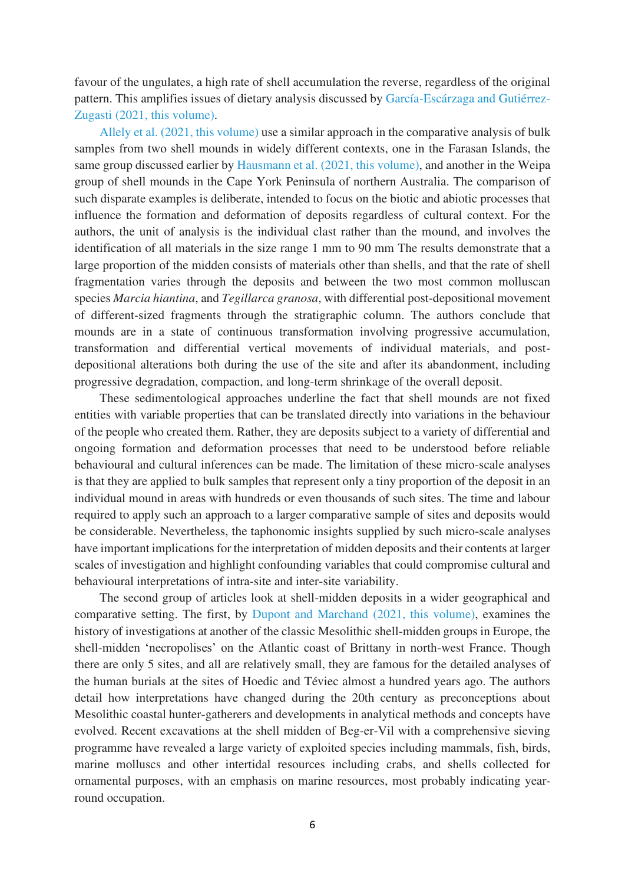favour of the ungulates, a high rate of shell accumulation the reverse, regardless of the original pattern. This amplifies issues of dietary analysis discussed by García-Escárzaga and Gutiérrez-Zugasti (2021, this volume).

Allely et al. (2021, this volume) use a similar approach in the comparative analysis of bulk samples from two shell mounds in widely different contexts, one in the Farasan Islands, the same group discussed earlier by Hausmann et al. (2021, this volume), and another in the Weipa group of shell mounds in the Cape York Peninsula of northern Australia. The comparison of such disparate examples is deliberate, intended to focus on the biotic and abiotic processes that influence the formation and deformation of deposits regardless of cultural context. For the authors, the unit of analysis is the individual clast rather than the mound, and involves the identification of all materials in the size range 1 mm to 90 mm The results demonstrate that a large proportion of the midden consists of materials other than shells, and that the rate of shell fragmentation varies through the deposits and between the two most common molluscan species *Marcia hiantina*, and *Tegillarca granosa*, with differential post-depositional movement of different-sized fragments through the stratigraphic column. The authors conclude that mounds are in a state of continuous transformation involving progressive accumulation, transformation and differential vertical movements of individual materials, and post-depositional alterations both during the use of the site and after its abandonment, including progressive degradation, compaction, and long-term shrinkage of the overall deposit.

These sedimentological approaches underline the fact that shell mounds are not fixed entities with variable properties that can be translated directly into variations in the behaviour of the people who created them. Rather, they are deposits subject to a variety of differential and ongoing formation and deformation processes that need to be understood before reliable behavioural and cultural inferences can be made. The limitation of these micro-scale analyses is that they are applied to bulk samples that represent only a tiny proportion of the deposit in an individual mound in areas with hundreds or even thousands of such sites. The time and labour required to apply such an approach to a larger comparative sample of sites and deposits would be considerable. Nevertheless, the taphonomic insights supplied by such micro-scale analyses have important implications for the interpretation of midden deposits and their contents at larger scales of investigation and highlight confounding variables that could compromise cultural and behavioural interpretations of intra-site and inter-site variability.

The second group of articles look at shell-midden deposits in a wider geographical and comparative setting. The first, by Dupont and Marchand (2021, this volume), examines the history of investigations at another of the classic Mesolithic shell-midden groups in Europe, the shell-midden 'necropolises' on the Atlantic coast of Brittany in north-west France. Though there are only 5 sites, and all are relatively small, they are famous for the detailed analyses of the human burials at the sites of Hoedic and Téviec almost a hundred years ago. The authors detail how interpretations have changed during the 20th century as preconceptions about Mesolithic coastal hunter-gatherers and developments in analytical methods and concepts have evolved. Recent excavations at the shell midden of Beg-er-Vil with a comprehensive sieving programme have revealed a large variety of exploited species including mammals, fish, birds, marine molluscs and other intertidal resources including crabs, and shells collected for ornamental purposes, with an emphasis on marine resources, most probably indicating year-round occupation.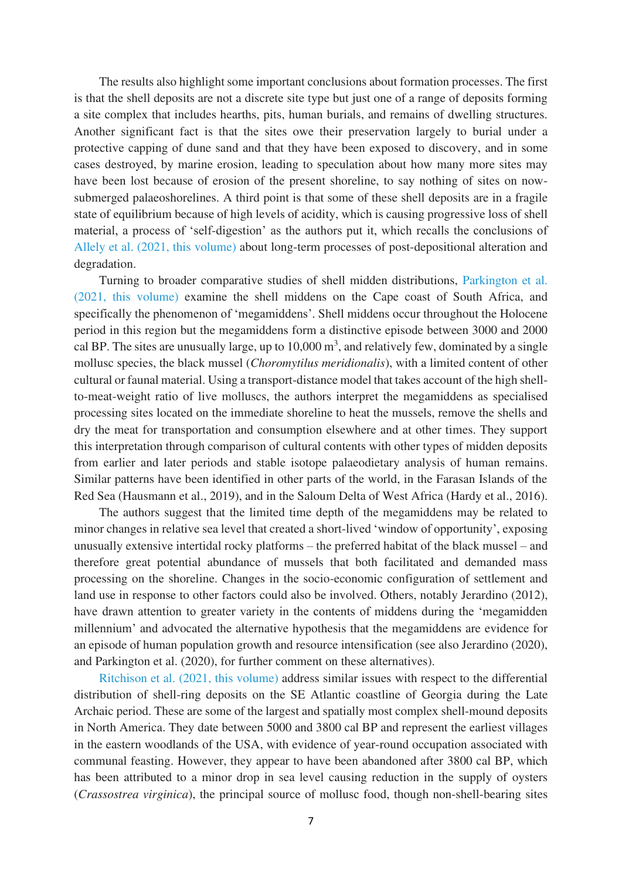The results also highlight some important conclusions about formation processes. The first is that the shell deposits are not a discrete site type but just one of a range of deposits forming a site complex that includes hearths, pits, human burials, and remains of dwelling structures. Another significant fact is that the sites owe their preservation largely to burial under a protective capping of dune sand and that they have been exposed to discovery, and in some cases destroyed, by marine erosion, leading to speculation about how many more sites may have been lost because of erosion of the present shoreline, to say nothing of sites on now-submerged palaeoshorelines. A third point is that some of these shell deposits are in a fragile state of equilibrium because of high levels of acidity, which is causing progressive loss of shell material, a process of 'self-digestion' as the authors put it, which recalls the conclusions of Allely et al. (2021, this volume) about long-term processes of post-depositional alteration and degradation.

Turning to broader comparative studies of shell midden distributions, Parkington et al. (2021, this volume) examine the shell middens on the Cape coast of South Africa, and specifically the phenomenon of 'megamiddens'. Shell middens occur throughout the Holocene period in this region but the megamiddens form a distinctive episode between 3000 and 2000 cal BP. The sites are unusually large, up to 10,000 m$^3$, and relatively few, dominated by a single mollusc species, the black mussel (*Choromytilus meridionalis*), with a limited content of other cultural or faunal material. Using a transport-distance model that takes account of the high shell-to-meat-weight ratio of live molluscs, the authors interpret the megamiddens as specialised processing sites located on the immediate shoreline to heat the mussels, remove the shells and dry the meat for transportation and consumption elsewhere and at other times. They support this interpretation through comparison of cultural contents with other types of midden deposits from earlier and later periods and stable isotope palaeodietary analysis of human remains. Similar patterns have been identified in other parts of the world, in the Farasan Islands of the Red Sea (Hausmann et al., 2019), and in the Saloum Delta of West Africa (Hardy et al., 2016).

The authors suggest that the limited time depth of the megamiddens may be related to minor changes in relative sea level that created a short-lived 'window of opportunity', exposing unusually extensive intertidal rocky platforms – the preferred habitat of the black mussel – and therefore great potential abundance of mussels that both facilitated and demanded mass processing on the shoreline. Changes in the socio-economic configuration of settlement and land use in response to other factors could also be involved. Others, notably Jerardino (2012), have drawn attention to greater variety in the contents of middens during the 'megamidden millennium' and advocated the alternative hypothesis that the megamiddens are evidence for an episode of human population growth and resource intensification (see also Jerardino (2020), and Parkington et al. (2020), for further comment on these alternatives).

Ritchison et al. (2021, this volume) address similar issues with respect to the differential distribution of shell-ring deposits on the SE Atlantic coastline of Georgia during the Late Archaic period. These are some of the largest and spatially most complex shell-mound deposits in North America. They date between 5000 and 3800 cal BP and represent the earliest villages in the eastern woodlands of the USA, with evidence of year-round occupation associated with communal feasting. However, they appear to have been abandoned after 3800 cal BP, which has been attributed to a minor drop in sea level causing reduction in the supply of oysters (*Crassostrea virginica*), the principal source of mollusc food, though non-shell-bearing sites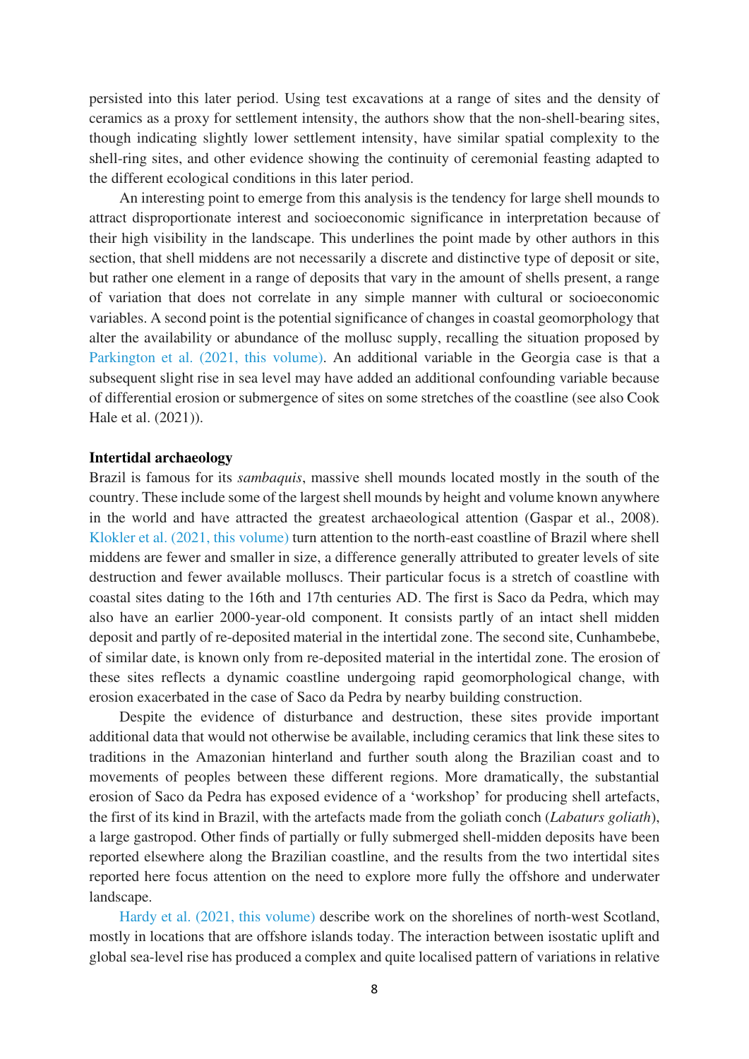persisted into this later period. Using test excavations at a range of sites and the density of ceramics as a proxy for settlement intensity, the authors show that the non-shell-bearing sites, though indicating slightly lower settlement intensity, have similar spatial complexity to the shell-ring sites, and other evidence showing the continuity of ceremonial feasting adapted to the different ecological conditions in this later period.

An interesting point to emerge from this analysis is the tendency for large shell mounds to attract disproportionate interest and socioeconomic significance in interpretation because of their high visibility in the landscape. This underlines the point made by other authors in this section, that shell middens are not necessarily a discrete and distinctive type of deposit or site, but rather one element in a range of deposits that vary in the amount of shells present, a range of variation that does not correlate in any simple manner with cultural or socioeconomic variables. A second point is the potential significance of changes in coastal geomorphology that alter the availability or abundance of the mollusc supply, recalling the situation proposed by Parkington et al. (2021, this volume). An additional variable in the Georgia case is that a subsequent slight rise in sea level may have added an additional confounding variable because of differential erosion or submergence of sites on some stretches of the coastline (see also Cook Hale et al. (2021)).

**Intertidal archaeology**

Brazil is famous for its *sambaquis*, massive shell mounds located mostly in the south of the country. These include some of the largest shell mounds by height and volume known anywhere in the world and have attracted the greatest archaeological attention (Gaspar et al., 2008). Klokler et al. (2021, this volume) turn attention to the north-east coastline of Brazil where shell middens are fewer and smaller in size, a difference generally attributed to greater levels of site destruction and fewer available molluscs. Their particular focus is a stretch of coastline with coastal sites dating to the 16th and 17th centuries AD. The first is Saco da Pedra, which may also have an earlier 2000-year-old component. It consists partly of an intact shell midden deposit and partly of re-deposited material in the intertidal zone. The second site, Cunhambebe, of similar date, is known only from re-deposited material in the intertidal zone. The erosion of these sites reflects a dynamic coastline undergoing rapid geomorphological change, with erosion exacerbated in the case of Saco da Pedra by nearby building construction.

Despite the evidence of disturbance and destruction, these sites provide important additional data that would not otherwise be available, including ceramics that link these sites to traditions in the Amazonian hinterland and further south along the Brazilian coast and to movements of peoples between these different regions. More dramatically, the substantial erosion of Saco da Pedra has exposed evidence of a 'workshop' for producing shell artefacts, the first of its kind in Brazil, with the artefacts made from the goliath conch (*Labaturs goliath*), a large gastropod. Other finds of partially or fully submerged shell-midden deposits have been reported elsewhere along the Brazilian coastline, and the results from the two intertidal sites reported here focus attention on the need to explore more fully the offshore and underwater landscape.

Hardy et al. (2021, this volume) describe work on the shorelines of north-west Scotland, mostly in locations that are offshore islands today. The interaction between isostatic uplift and global sea-level rise has produced a complex and quite localised pattern of variations in relative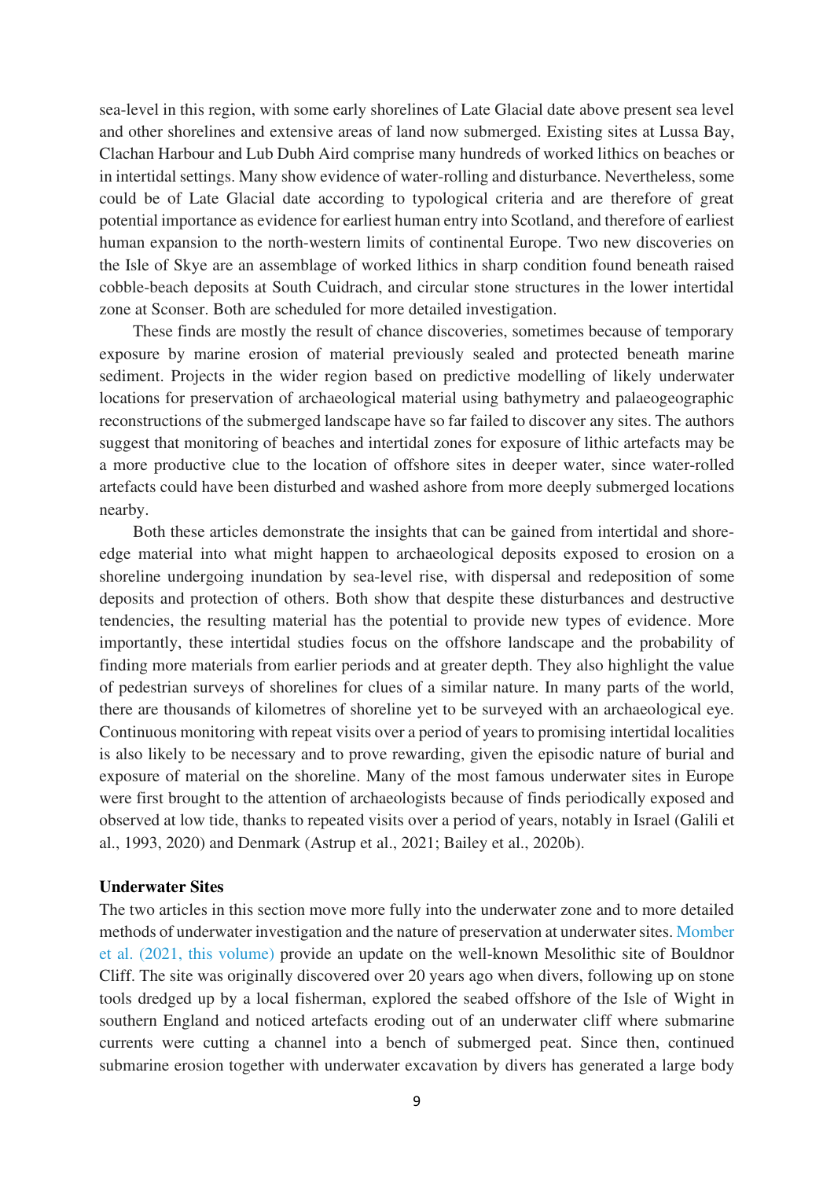sea-level in this region, with some early shorelines of Late Glacial date above present sea level and other shorelines and extensive areas of land now submerged. Existing sites at Lussa Bay, Clachan Harbour and Lub Dubh Aird comprise many hundreds of worked lithics on beaches or in intertidal settings. Many show evidence of water-rolling and disturbance. Nevertheless, some could be of Late Glacial date according to typological criteria and are therefore of great potential importance as evidence for earliest human entry into Scotland, and therefore of earliest human expansion to the north-western limits of continental Europe. Two new discoveries on the Isle of Skye are an assemblage of worked lithics in sharp condition found beneath raised cobble-beach deposits at South Cuidrach, and circular stone structures in the lower intertidal zone at Sconser. Both are scheduled for more detailed investigation.

These finds are mostly the result of chance discoveries, sometimes because of temporary exposure by marine erosion of material previously sealed and protected beneath marine sediment. Projects in the wider region based on predictive modelling of likely underwater locations for preservation of archaeological material using bathymetry and palaeogeographic reconstructions of the submerged landscape have so far failed to discover any sites. The authors suggest that monitoring of beaches and intertidal zones for exposure of lithic artefacts may be a more productive clue to the location of offshore sites in deeper water, since water-rolled artefacts could have been disturbed and washed ashore from more deeply submerged locations nearby.

Both these articles demonstrate the insights that can be gained from intertidal and shore-edge material into what might happen to archaeological deposits exposed to erosion on a shoreline undergoing inundation by sea-level rise, with dispersal and redeposition of some deposits and protection of others. Both show that despite these disturbances and destructive tendencies, the resulting material has the potential to provide new types of evidence. More importantly, these intertidal studies focus on the offshore landscape and the probability of finding more materials from earlier periods and at greater depth. They also highlight the value of pedestrian surveys of shorelines for clues of a similar nature. In many parts of the world, there are thousands of kilometres of shoreline yet to be surveyed with an archaeological eye. Continuous monitoring with repeat visits over a period of years to promising intertidal localities is also likely to be necessary and to prove rewarding, given the episodic nature of burial and exposure of material on the shoreline. Many of the most famous underwater sites in Europe were first brought to the attention of archaeologists because of finds periodically exposed and observed at low tide, thanks to repeated visits over a period of years, notably in Israel (Galili et al., 1993, 2020) and Denmark (Astrup et al., 2021; Bailey et al., 2020b).

### Underwater Sites

The two articles in this section move more fully into the underwater zone and to more detailed methods of underwater investigation and the nature of preservation at underwater sites. Momber et al. (2021, this volume) provide an update on the well-known Mesolithic site of Bouldnor Cliff. The site was originally discovered over 20 years ago when divers, following up on stone tools dredged up by a local fisherman, explored the seabed offshore of the Isle of Wight in southern England and noticed artefacts eroding out of an underwater cliff where submarine currents were cutting a channel into a bench of submerged peat. Since then, continued submarine erosion together with underwater excavation by divers has generated a large body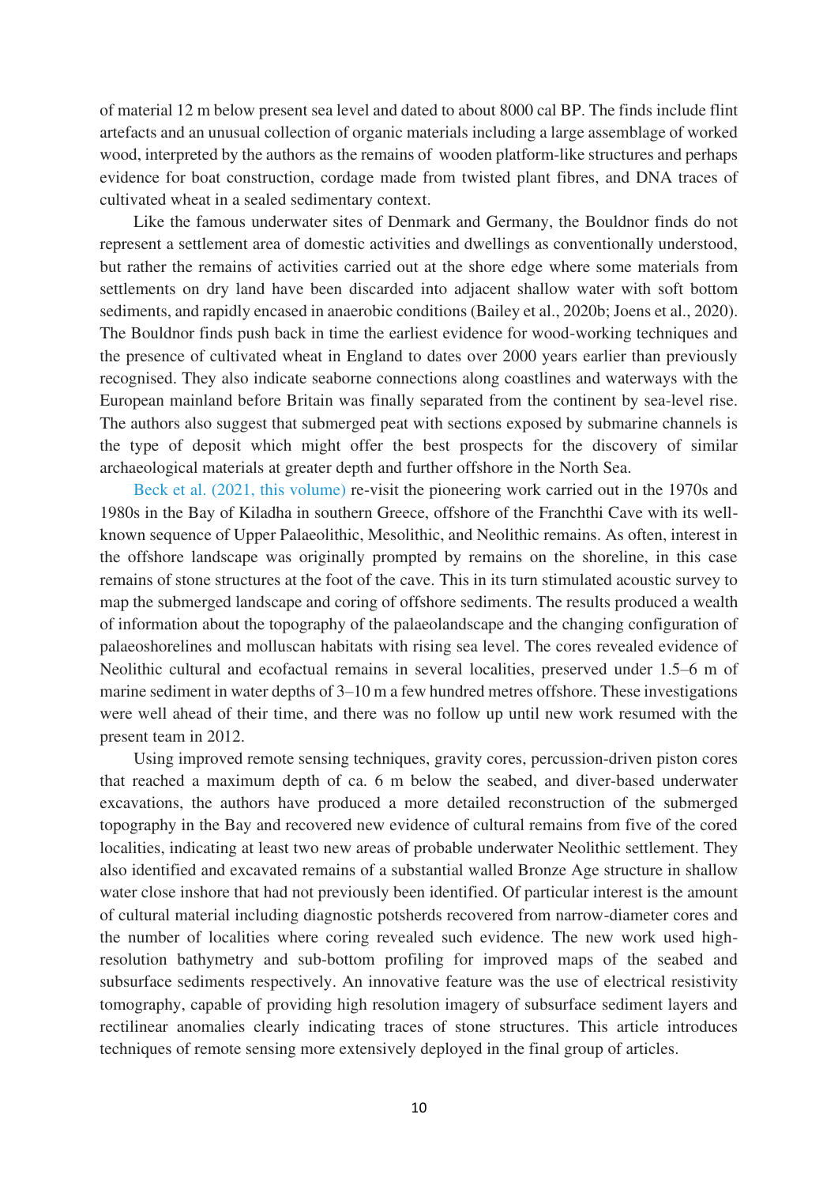of material 12 m below present sea level and dated to about 8000 cal BP. The finds include flint artefacts and an unusual collection of organic materials including a large assemblage of worked wood, interpreted by the authors as the remains of wooden platform-like structures and perhaps evidence for boat construction, cordage made from twisted plant fibres, and DNA traces of cultivated wheat in a sealed sedimentary context.

Like the famous underwater sites of Denmark and Germany, the Bouldnor finds do not represent a settlement area of domestic activities and dwellings as conventionally understood, but rather the remains of activities carried out at the shore edge where some materials from settlements on dry land have been discarded into adjacent shallow water with soft bottom sediments, and rapidly encased in anaerobic conditions (Bailey et al., 2020b; Joens et al., 2020). The Bouldnor finds push back in time the earliest evidence for wood-working techniques and the presence of cultivated wheat in England to dates over 2000 years earlier than previously recognised. They also indicate seaborne connections along coastlines and waterways with the European mainland before Britain was finally separated from the continent by sea-level rise. The authors also suggest that submerged peat with sections exposed by submarine channels is the type of deposit which might offer the best prospects for the discovery of similar archaeological materials at greater depth and further offshore in the North Sea.

Beck et al. (2021, this volume) re-visit the pioneering work carried out in the 1970s and 1980s in the Bay of Kiladha in southern Greece, offshore of the Franchthi Cave with its well-known sequence of Upper Palaeolithic, Mesolithic, and Neolithic remains. As often, interest in the offshore landscape was originally prompted by remains on the shoreline, in this case remains of stone structures at the foot of the cave. This in its turn stimulated acoustic survey to map the submerged landscape and coring of offshore sediments. The results produced a wealth of information about the topography of the palaeolandscape and the changing configuration of palaeoshorelines and molluscan habitats with rising sea level. The cores revealed evidence of Neolithic cultural and ecofactual remains in several localities, preserved under 1.5–6 m of marine sediment in water depths of 3–10 m a few hundred metres offshore. These investigations were well ahead of their time, and there was no follow up until new work resumed with the present team in 2012.

Using improved remote sensing techniques, gravity cores, percussion-driven piston cores that reached a maximum depth of ca. 6 m below the seabed, and diver-based underwater excavations, the authors have produced a more detailed reconstruction of the submerged topography in the Bay and recovered new evidence of cultural remains from five of the cored localities, indicating at least two new areas of probable underwater Neolithic settlement. They also identified and excavated remains of a substantial walled Bronze Age structure in shallow water close inshore that had not previously been identified. Of particular interest is the amount of cultural material including diagnostic potsherds recovered from narrow-diameter cores and the number of localities where coring revealed such evidence. The new work used high-resolution bathymetry and sub-bottom profiling for improved maps of the seabed and subsurface sediments respectively. An innovative feature was the use of electrical resistivity tomography, capable of providing high resolution imagery of subsurface sediment layers and rectilinear anomalies clearly indicating traces of stone structures. This article introduces techniques of remote sensing more extensively deployed in the final group of articles.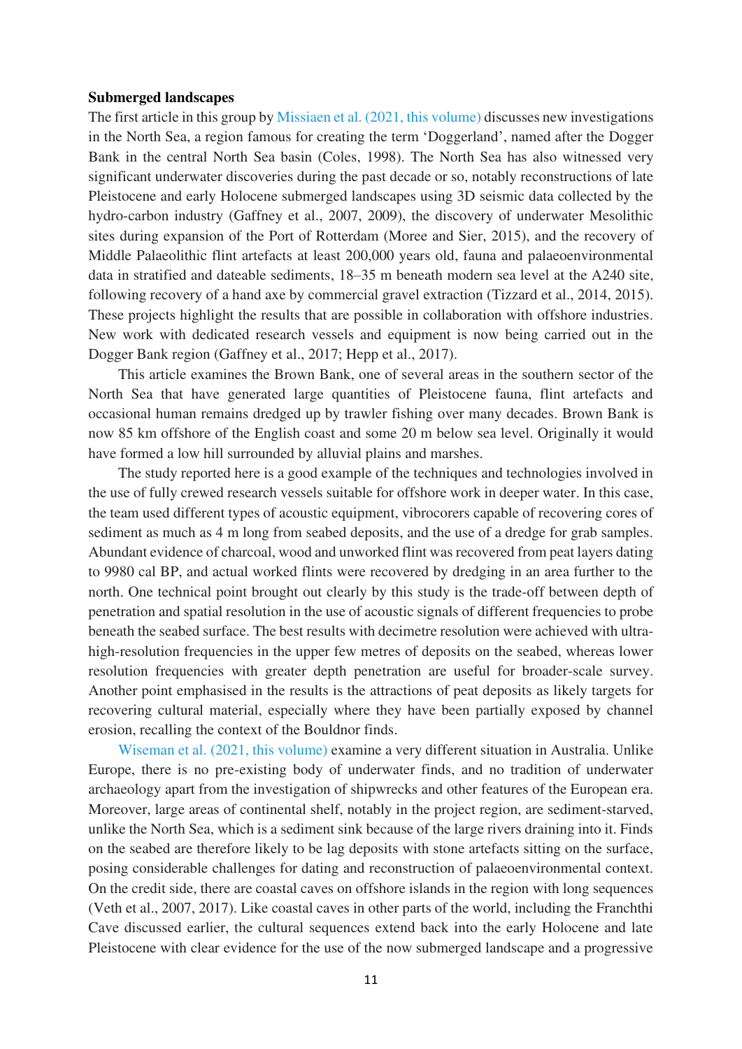**Submerged landscapes**

The first article in this group by Missiaen et al. (2021, this volume) discusses new investigations in the North Sea, a region famous for creating the term 'Doggerland', named after the Dogger Bank in the central North Sea basin (Coles, 1998). The North Sea has also witnessed very significant underwater discoveries during the past decade or so, notably reconstructions of late Pleistocene and early Holocene submerged landscapes using 3D seismic data collected by the hydro-carbon industry (Gaffney et al., 2007, 2009), the discovery of underwater Mesolithic sites during expansion of the Port of Rotterdam (Moree and Sier, 2015), and the recovery of Middle Palaeolithic flint artefacts at least 200,000 years old, fauna and palaeoenvironmental data in stratified and dateable sediments, 18–35 m beneath modern sea level at the A240 site, following recovery of a hand axe by commercial gravel extraction (Tizzard et al., 2014, 2015). These projects highlight the results that are possible in collaboration with offshore industries. New work with dedicated research vessels and equipment is now being carried out in the Dogger Bank region (Gaffney et al., 2017; Hepp et al., 2017).

This article examines the Brown Bank, one of several areas in the southern sector of the North Sea that have generated large quantities of Pleistocene fauna, flint artefacts and occasional human remains dredged up by trawler fishing over many decades. Brown Bank is now 85 km offshore of the English coast and some 20 m below sea level. Originally it would have formed a low hill surrounded by alluvial plains and marshes.

The study reported here is a good example of the techniques and technologies involved in the use of fully crewed research vessels suitable for offshore work in deeper water. In this case, the team used different types of acoustic equipment, vibrocorers capable of recovering cores of sediment as much as 4 m long from seabed deposits, and the use of a dredge for grab samples. Abundant evidence of charcoal, wood and unworked flint was recovered from peat layers dating to 9980 cal BP, and actual worked flints were recovered by dredging in an area further to the north. One technical point brought out clearly by this study is the trade-off between depth of penetration and spatial resolution in the use of acoustic signals of different frequencies to probe beneath the seabed surface. The best results with decimetre resolution were achieved with ultra-high-resolution frequencies in the upper few metres of deposits on the seabed, whereas lower resolution frequencies with greater depth penetration are useful for broader-scale survey. Another point emphasised in the results is the attractions of peat deposits as likely targets for recovering cultural material, especially where they have been partially exposed by channel erosion, recalling the context of the Bouldnor finds.

Wiseman et al. (2021, this volume) examine a very different situation in Australia. Unlike Europe, there is no pre-existing body of underwater finds, and no tradition of underwater archaeology apart from the investigation of shipwrecks and other features of the European era. Moreover, large areas of continental shelf, notably in the project region, are sediment-starved, unlike the North Sea, which is a sediment sink because of the large rivers draining into it. Finds on the seabed are therefore likely to be lag deposits with stone artefacts sitting on the surface, posing considerable challenges for dating and reconstruction of palaeoenvironmental context. On the credit side, there are coastal caves on offshore islands in the region with long sequences (Veth et al., 2007, 2017). Like coastal caves in other parts of the world, including the Franchthi Cave discussed earlier, the cultural sequences extend back into the early Holocene and late Pleistocene with clear evidence for the use of the now submerged landscape and a progressive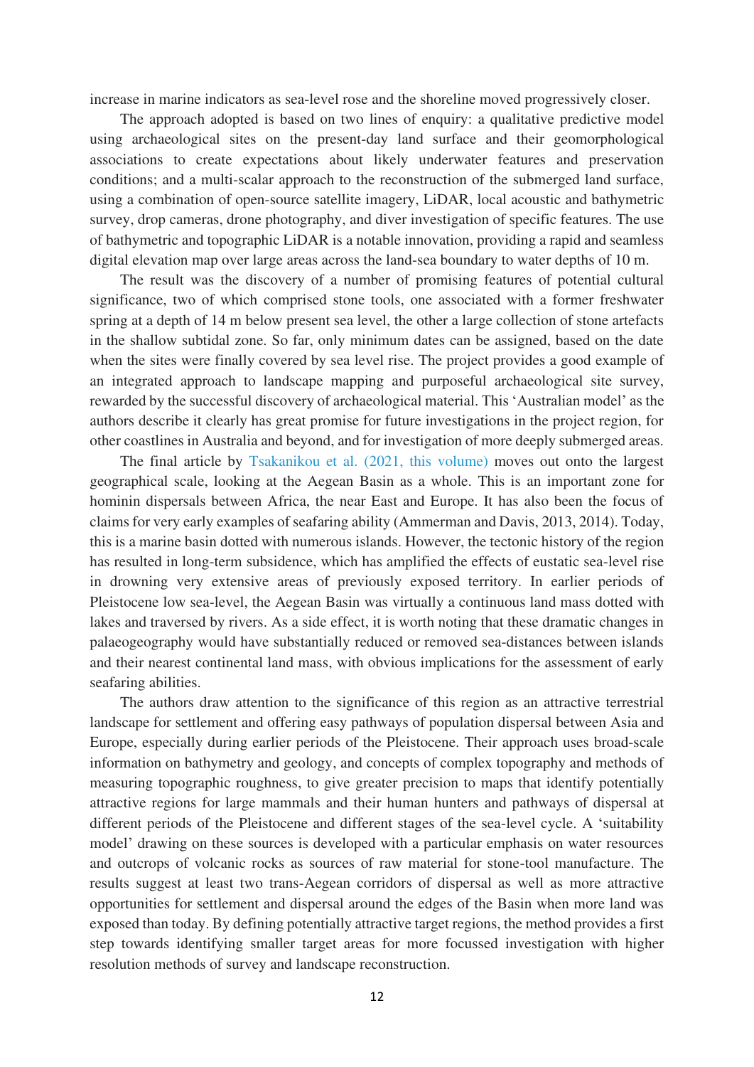increase in marine indicators as sea-level rose and the shoreline moved progressively closer.

The approach adopted is based on two lines of enquiry: a qualitative predictive model using archaeological sites on the present-day land surface and their geomorphological associations to create expectations about likely underwater features and preservation conditions; and a multi-scalar approach to the reconstruction of the submerged land surface, using a combination of open-source satellite imagery, LiDAR, local acoustic and bathymetric survey, drop cameras, drone photography, and diver investigation of specific features. The use of bathymetric and topographic LiDAR is a notable innovation, providing a rapid and seamless digital elevation map over large areas across the land-sea boundary to water depths of 10 m.

The result was the discovery of a number of promising features of potential cultural significance, two of which comprised stone tools, one associated with a former freshwater spring at a depth of 14 m below present sea level, the other a large collection of stone artefacts in the shallow subtidal zone. So far, only minimum dates can be assigned, based on the date when the sites were finally covered by sea level rise. The project provides a good example of an integrated approach to landscape mapping and purposeful archaeological site survey, rewarded by the successful discovery of archaeological material. This 'Australian model' as the authors describe it clearly has great promise for future investigations in the project region, for other coastlines in Australia and beyond, and for investigation of more deeply submerged areas.

The final article by Tsakanikou et al. (2021, this volume) moves out onto the largest geographical scale, looking at the Aegean Basin as a whole. This is an important zone for hominin dispersals between Africa, the near East and Europe. It has also been the focus of claims for very early examples of seafaring ability (Ammerman and Davis, 2013, 2014). Today, this is a marine basin dotted with numerous islands. However, the tectonic history of the region has resulted in long-term subsidence, which has amplified the effects of eustatic sea-level rise in drowning very extensive areas of previously exposed territory. In earlier periods of Pleistocene low sea-level, the Aegean Basin was virtually a continuous land mass dotted with lakes and traversed by rivers. As a side effect, it is worth noting that these dramatic changes in palaeogeography would have substantially reduced or removed sea-distances between islands and their nearest continental land mass, with obvious implications for the assessment of early seafaring abilities.

The authors draw attention to the significance of this region as an attractive terrestrial landscape for settlement and offering easy pathways of population dispersal between Asia and Europe, especially during earlier periods of the Pleistocene. Their approach uses broad-scale information on bathymetry and geology, and concepts of complex topography and methods of measuring topographic roughness, to give greater precision to maps that identify potentially attractive regions for large mammals and their human hunters and pathways of dispersal at different periods of the Pleistocene and different stages of the sea-level cycle. A 'suitability model' drawing on these sources is developed with a particular emphasis on water resources and outcrops of volcanic rocks as sources of raw material for stone-tool manufacture. The results suggest at least two trans-Aegean corridors of dispersal as well as more attractive opportunities for settlement and dispersal around the edges of the Basin when more land was exposed than today. By defining potentially attractive target regions, the method provides a first step towards identifying smaller target areas for more focussed investigation with higher resolution methods of survey and landscape reconstruction.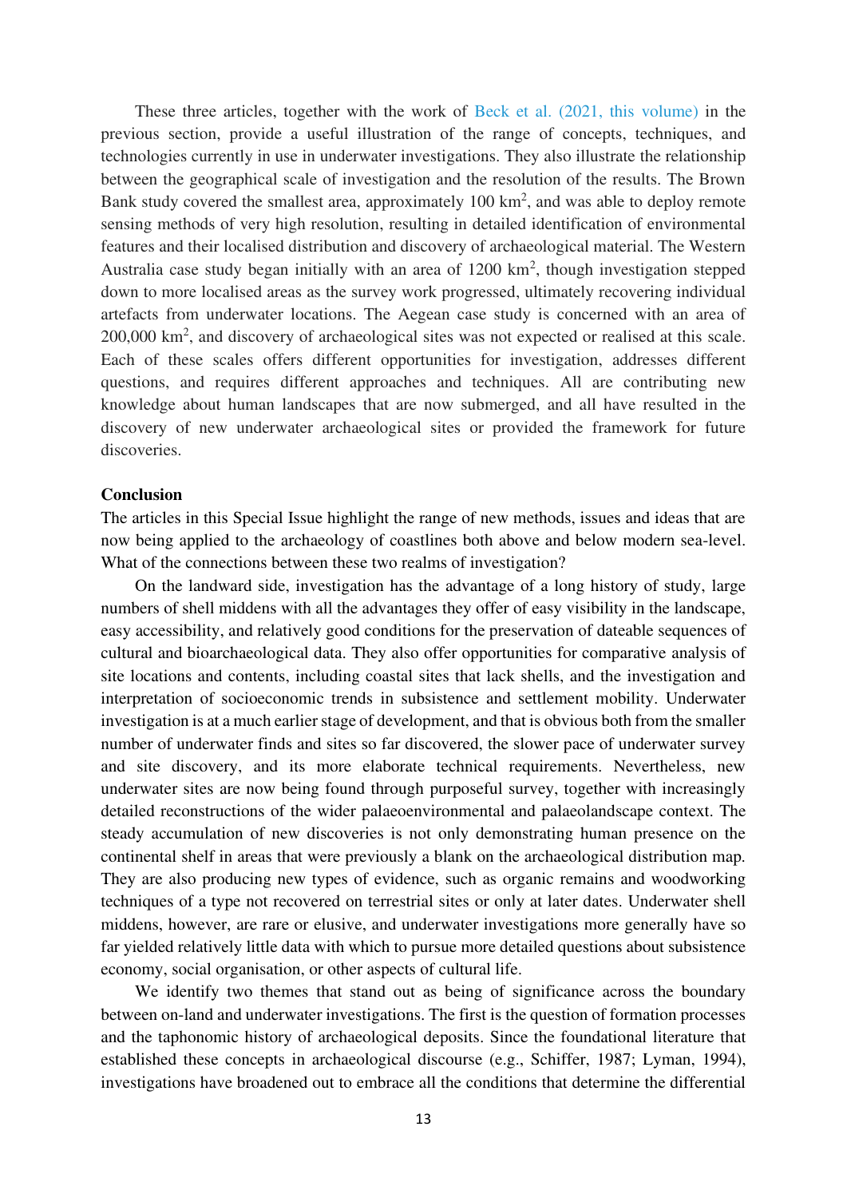These three articles, together with the work of Beck et al. (2021, this volume) in the previous section, provide a useful illustration of the range of concepts, techniques, and technologies currently in use in underwater investigations. They also illustrate the relationship between the geographical scale of investigation and the resolution of the results. The Brown Bank study covered the smallest area, approximately 100 km$^2$, and was able to deploy remote sensing methods of very high resolution, resulting in detailed identification of environmental features and their localised distribution and discovery of archaeological material. The Western Australia case study began initially with an area of 1200 km$^2$, though investigation stepped down to more localised areas as the survey work progressed, ultimately recovering individual artefacts from underwater locations. The Aegean case study is concerned with an area of 200,000 km$^2$, and discovery of archaeological sites was not expected or realised at this scale. Each of these scales offers different opportunities for investigation, addresses different questions, and requires different approaches and techniques. All are contributing new knowledge about human landscapes that are now submerged, and all have resulted in the discovery of new underwater archaeological sites or provided the framework for future discoveries.

## Conclusion

The articles in this Special Issue highlight the range of new methods, issues and ideas that are now being applied to the archaeology of coastlines both above and below modern sea-level. What of the connections between these two realms of investigation?

On the landward side, investigation has the advantage of a long history of study, large numbers of shell middens with all the advantages they offer of easy visibility in the landscape, easy accessibility, and relatively good conditions for the preservation of dateable sequences of cultural and bioarchaeological data. They also offer opportunities for comparative analysis of site locations and contents, including coastal sites that lack shells, and the investigation and interpretation of socioeconomic trends in subsistence and settlement mobility. Underwater investigation is at a much earlier stage of development, and that is obvious both from the smaller number of underwater finds and sites so far discovered, the slower pace of underwater survey and site discovery, and its more elaborate technical requirements. Nevertheless, new underwater sites are now being found through purposeful survey, together with increasingly detailed reconstructions of the wider palaeoenvironmental and palaeolandscape context. The steady accumulation of new discoveries is not only demonstrating human presence on the continental shelf in areas that were previously a blank on the archaeological distribution map. They are also producing new types of evidence, such as organic remains and woodworking techniques of a type not recovered on terrestrial sites or only at later dates. Underwater shell middens, however, are rare or elusive, and underwater investigations more generally have so far yielded relatively little data with which to pursue more detailed questions about subsistence economy, social organisation, or other aspects of cultural life.

We identify two themes that stand out as being of significance across the boundary between on-land and underwater investigations. The first is the question of formation processes and the taphonomic history of archaeological deposits. Since the foundational literature that established these concepts in archaeological discourse (e.g., Schiffer, 1987; Lyman, 1994), investigations have broadened out to embrace all the conditions that determine the differential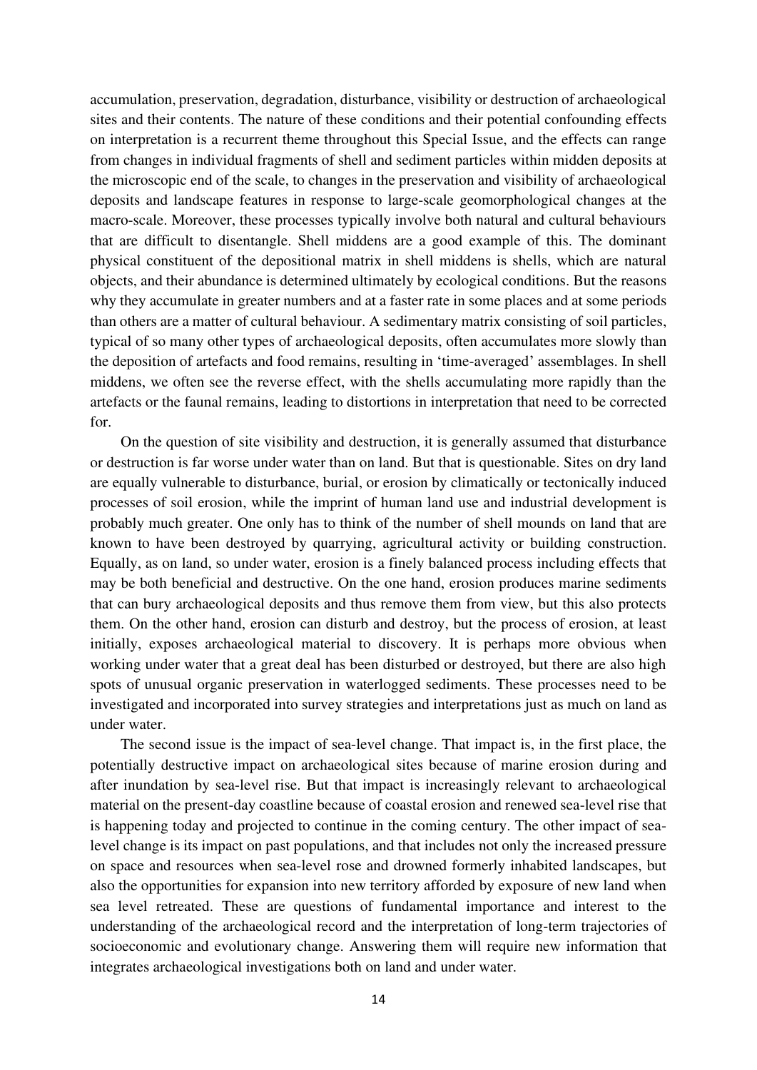accumulation, preservation, degradation, disturbance, visibility or destruction of archaeological sites and their contents. The nature of these conditions and their potential confounding effects on interpretation is a recurrent theme throughout this Special Issue, and the effects can range from changes in individual fragments of shell and sediment particles within midden deposits at the microscopic end of the scale, to changes in the preservation and visibility of archaeological deposits and landscape features in response to large-scale geomorphological changes at the macro-scale. Moreover, these processes typically involve both natural and cultural behaviours that are difficult to disentangle. Shell middens are a good example of this. The dominant physical constituent of the depositional matrix in shell middens is shells, which are natural objects, and their abundance is determined ultimately by ecological conditions. But the reasons why they accumulate in greater numbers and at a faster rate in some places and at some periods than others are a matter of cultural behaviour. A sedimentary matrix consisting of soil particles, typical of so many other types of archaeological deposits, often accumulates more slowly than the deposition of artefacts and food remains, resulting in 'time-averaged' assemblages. In shell middens, we often see the reverse effect, with the shells accumulating more rapidly than the artefacts or the faunal remains, leading to distortions in interpretation that need to be corrected for.

On the question of site visibility and destruction, it is generally assumed that disturbance or destruction is far worse under water than on land. But that is questionable. Sites on dry land are equally vulnerable to disturbance, burial, or erosion by climatically or tectonically induced processes of soil erosion, while the imprint of human land use and industrial development is probably much greater. One only has to think of the number of shell mounds on land that are known to have been destroyed by quarrying, agricultural activity or building construction. Equally, as on land, so under water, erosion is a finely balanced process including effects that may be both beneficial and destructive. On the one hand, erosion produces marine sediments that can bury archaeological deposits and thus remove them from view, but this also protects them. On the other hand, erosion can disturb and destroy, but the process of erosion, at least initially, exposes archaeological material to discovery. It is perhaps more obvious when working under water that a great deal has been disturbed or destroyed, but there are also high spots of unusual organic preservation in waterlogged sediments. These processes need to be investigated and incorporated into survey strategies and interpretations just as much on land as under water.

The second issue is the impact of sea-level change. That impact is, in the first place, the potentially destructive impact on archaeological sites because of marine erosion during and after inundation by sea-level rise. But that impact is increasingly relevant to archaeological material on the present-day coastline because of coastal erosion and renewed sea-level rise that is happening today and projected to continue in the coming century. The other impact of sea-level change is its impact on past populations, and that includes not only the increased pressure on space and resources when sea-level rose and drowned formerly inhabited landscapes, but also the opportunities for expansion into new territory afforded by exposure of new land when sea level retreated. These are questions of fundamental importance and interest to the understanding of the archaeological record and the interpretation of long-term trajectories of socioeconomic and evolutionary change. Answering them will require new information that integrates archaeological investigations both on land and under water.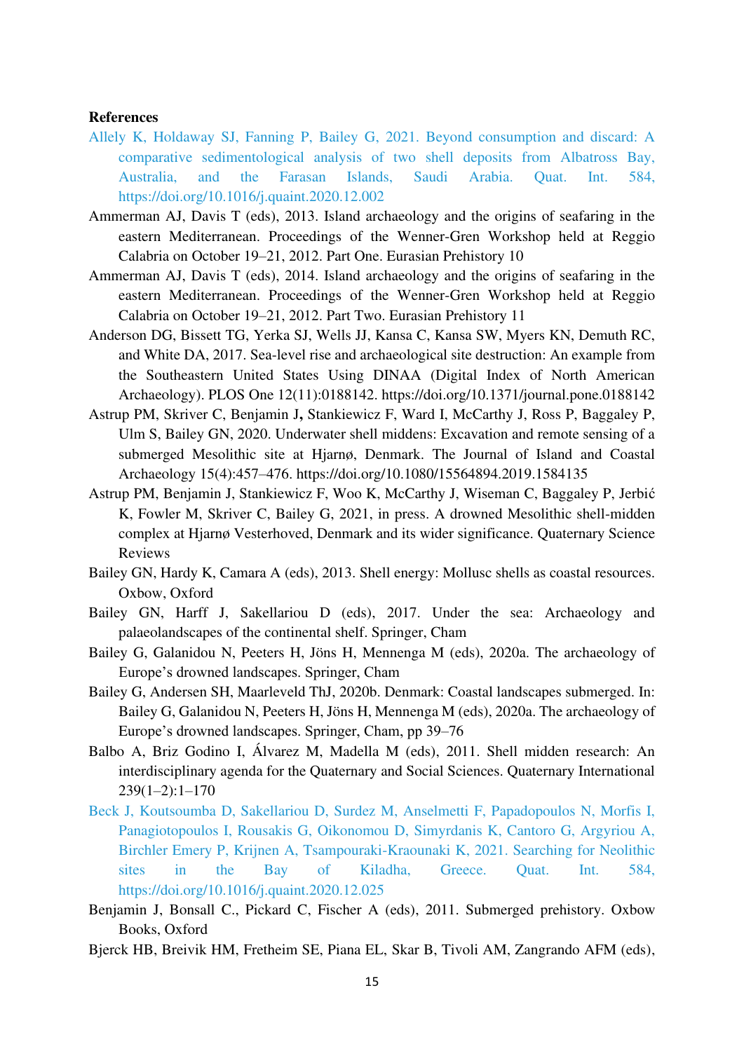**References**

Allely K, Holdaway SJ, Fanning P, Bailey G, 2021. Beyond consumption and discard: A comparative sedimentological analysis of two shell deposits from Albatross Bay, Australia, and the Farasan Islands, Saudi Arabia. Quat. Int. 584, https://doi.org/10.1016/j.quaint.2020.12.002

Ammerman AJ, Davis T (eds), 2013. Island archaeology and the origins of seafaring in the eastern Mediterranean. Proceedings of the Wenner-Gren Workshop held at Reggio Calabria on October 19–21, 2012. Part One. Eurasian Prehistory 10

Ammerman AJ, Davis T (eds), 2014. Island archaeology and the origins of seafaring in the eastern Mediterranean. Proceedings of the Wenner-Gren Workshop held at Reggio Calabria on October 19–21, 2012. Part Two. Eurasian Prehistory 11

Anderson DG, Bissett TG, Yerka SJ, Wells JJ, Kansa C, Kansa SW, Myers KN, Demuth RC, and White DA, 2017. Sea-level rise and archaeological site destruction: An example from the Southeastern United States Using DINAA (Digital Index of North American Archaeology). PLOS One 12(11):0188142. https://doi.org/10.1371/journal.pone.0188142

Astrup PM, Skriver C, Benjamin J**,** Stankiewicz F, Ward I, McCarthy J, Ross P, Baggaley P, Ulm S, Bailey GN, 2020. Underwater shell middens: Excavation and remote sensing of a submerged Mesolithic site at Hjarnø, Denmark. The Journal of Island and Coastal Archaeology 15(4):457–476. https://doi.org/10.1080/15564894.2019.1584135

Astrup PM, Benjamin J, Stankiewicz F, Woo K, McCarthy J, Wiseman C, Baggaley P, Jerbić K, Fowler M, Skriver C, Bailey G, 2021, in press. A drowned Mesolithic shell-midden complex at Hjarnø Vesterhoved, Denmark and its wider significance. Quaternary Science Reviews

Bailey GN, Hardy K, Camara A (eds), 2013. Shell energy: Mollusc shells as coastal resources. Oxbow, Oxford

Bailey GN, Harff J, Sakellariou D (eds), 2017. Under the sea: Archaeology and palaeolandscapes of the continental shelf. Springer, Cham

Bailey G, Galanidou N, Peeters H, Jöns H, Mennenga M (eds), 2020a. The archaeology of Europe's drowned landscapes. Springer, Cham

Bailey G, Andersen SH, Maarleveld ThJ, 2020b. Denmark: Coastal landscapes submerged. In: Bailey G, Galanidou N, Peeters H, Jöns H, Mennenga M (eds), 2020a. The archaeology of Europe's drowned landscapes. Springer, Cham, pp 39–76

Balbo A, Briz Godino I, Álvarez M, Madella M (eds), 2011. Shell midden research: An interdisciplinary agenda for the Quaternary and Social Sciences. Quaternary International 239(1–2):1–170

Beck J, Koutsoumba D, Sakellariou D, Surdez M, Anselmetti F, Papadopoulos N, Morfis I, Panagiotopoulos I, Rousakis G, Oikonomou D, Simyrdanis K, Cantoro G, Argyriou A, Birchler Emery P, Krijnen A, Tsampouraki-Kraounaki K, 2021. Searching for Neolithic sites in the Bay of Kiladha, Greece. Quat. Int. 584, https://doi.org/10.1016/j.quaint.2020.12.025

Benjamin J, Bonsall C., Pickard C, Fischer A (eds), 2011. Submerged prehistory. Oxbow Books, Oxford

Bjerck HB, Breivik HM, Fretheim SE, Piana EL, Skar B, Tivoli AM, Zangrando AFM (eds),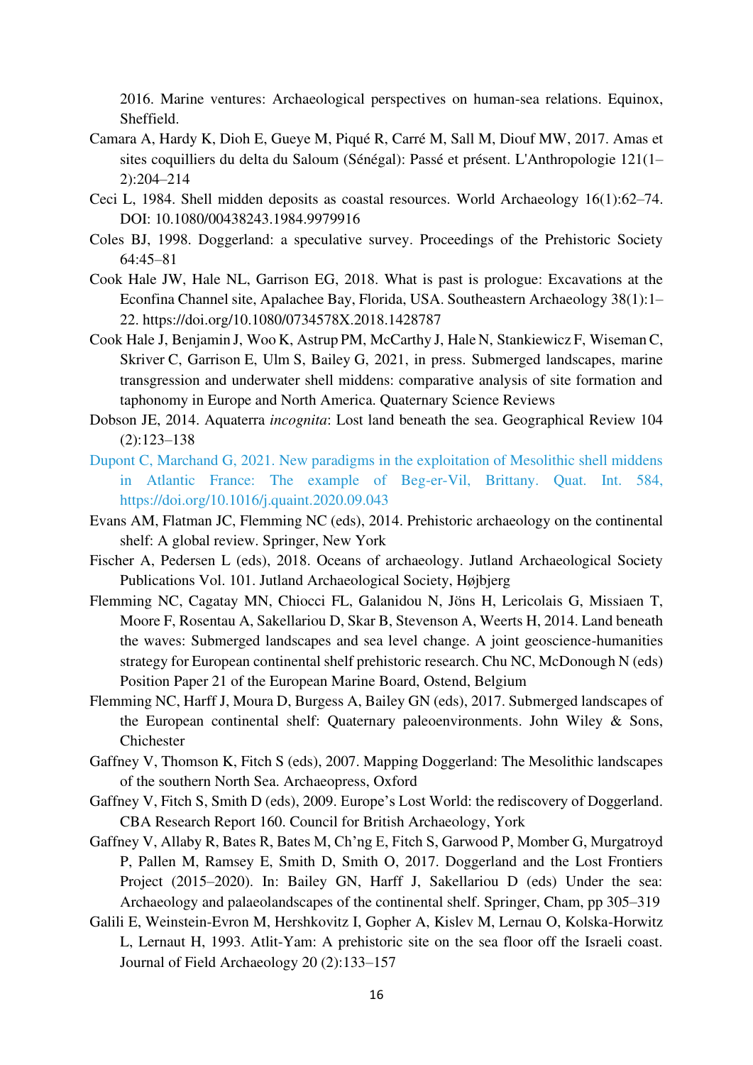2016. Marine ventures: Archaeological perspectives on human-sea relations. Equinox, Sheffield.

Camara A, Hardy K, Dioh E, Gueye M, Piqué R, Carré M, Sall M, Diouf MW, 2017. Amas et sites coquilliers du delta du Saloum (Sénégal): Passé et présent. L'Anthropologie 121(1–2):204–214

Ceci L, 1984. Shell midden deposits as coastal resources. World Archaeology 16(1):62–74. DOI: 10.1080/00438243.1984.9979916

Coles BJ, 1998. Doggerland: a speculative survey. Proceedings of the Prehistoric Society 64:45–81

Cook Hale JW, Hale NL, Garrison EG, 2018. What is past is prologue: Excavations at the Econfina Channel site, Apalachee Bay, Florida, USA. Southeastern Archaeology 38(1):1–22. https://doi.org/10.1080/0734578X.2018.1428787

Cook Hale J, Benjamin J, Woo K, Astrup PM, McCarthy J, Hale N, Stankiewicz F, Wiseman C, Skriver C, Garrison E, Ulm S, Bailey G, 2021, in press. Submerged landscapes, marine transgression and underwater shell middens: comparative analysis of site formation and taphonomy in Europe and North America. Quaternary Science Reviews

Dobson JE, 2014. Aquaterra *incognita*: Lost land beneath the sea. Geographical Review 104 (2):123–138

Dupont C, Marchand G, 2021. New paradigms in the exploitation of Mesolithic shell middens in Atlantic France: The example of Beg-er-Vil, Brittany. Quat. Int. 584, https://doi.org/10.1016/j.quaint.2020.09.043

Evans AM, Flatman JC, Flemming NC (eds), 2014. Prehistoric archaeology on the continental shelf: A global review. Springer, New York

Fischer A, Pedersen L (eds), 2018. Oceans of archaeology. Jutland Archaeological Society Publications Vol. 101. Jutland Archaeological Society, Højbjerg

Flemming NC, Cagatay MN, Chiocci FL, Galanidou N, Jöns H, Lericolais G, Missiaen T, Moore F, Rosentau A, Sakellariou D, Skar B, Stevenson A, Weerts H, 2014. Land beneath the waves: Submerged landscapes and sea level change. A joint geoscience-humanities strategy for European continental shelf prehistoric research. Chu NC, McDonough N (eds) Position Paper 21 of the European Marine Board, Ostend, Belgium

Flemming NC, Harff J, Moura D, Burgess A, Bailey GN (eds), 2017. Submerged landscapes of the European continental shelf: Quaternary paleoenvironments. John Wiley & Sons, Chichester

Gaffney V, Thomson K, Fitch S (eds), 2007. Mapping Doggerland: The Mesolithic landscapes of the southern North Sea. Archaeopress, Oxford

Gaffney V, Fitch S, Smith D (eds), 2009. Europe's Lost World: the rediscovery of Doggerland. CBA Research Report 160. Council for British Archaeology, York

Gaffney V, Allaby R, Bates R, Bates M, Ch'ng E, Fitch S, Garwood P, Momber G, Murgatroyd P, Pallen M, Ramsey E, Smith D, Smith O, 2017. Doggerland and the Lost Frontiers Project (2015–2020). In: Bailey GN, Harff J, Sakellariou D (eds) Under the sea: Archaeology and palaeolandscapes of the continental shelf. Springer, Cham, pp 305–319

Galili E, Weinstein-Evron M, Hershkovitz I, Gopher A, Kislev M, Lernau O, Kolska-Horwitz L, Lernaut H, 1993. Atlit-Yam: A prehistoric site on the sea floor off the Israeli coast. Journal of Field Archaeology 20 (2):133–157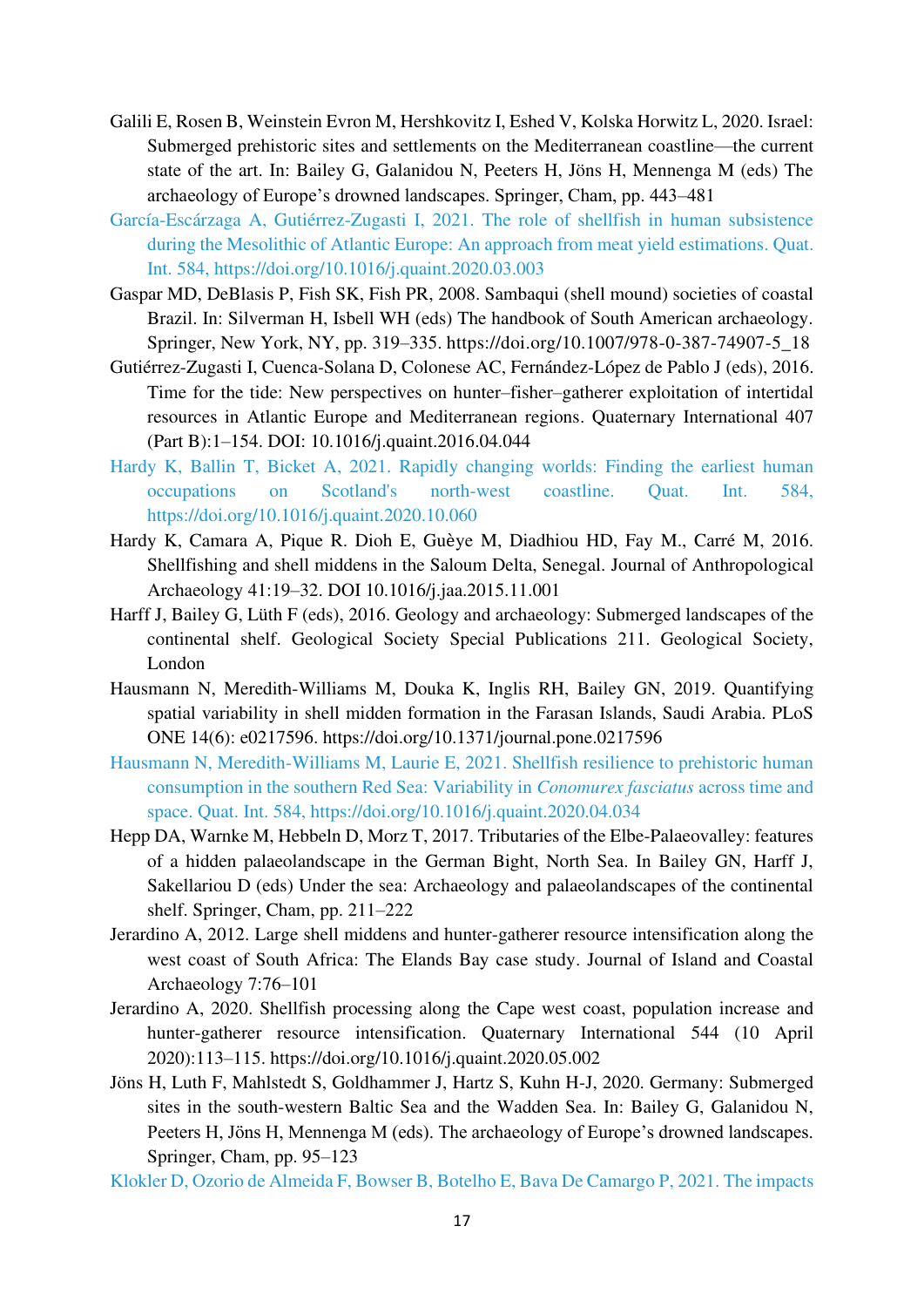Galili E, Rosen B, Weinstein Evron M, Hershkovitz I, Eshed V, Kolska Horwitz L, 2020. Israel: Submerged prehistoric sites and settlements on the Mediterranean coastline—the current state of the art. In: Bailey G, Galanidou N, Peeters H, Jöns H, Mennenga M (eds) The archaeology of Europe's drowned landscapes. Springer, Cham, pp. 443–481

García-Escárzaga A, Gutiérrez-Zugasti I, 2021. The role of shellfish in human subsistence during the Mesolithic of Atlantic Europe: An approach from meat yield estimations. Quat. Int. 584, https://doi.org/10.1016/j.quaint.2020.03.003

Gaspar MD, DeBlasis P, Fish SK, Fish PR, 2008. Sambaqui (shell mound) societies of coastal Brazil. In: Silverman H, Isbell WH (eds) The handbook of South American archaeology. Springer, New York, NY, pp. 319–335. https://doi.org/10.1007/978-0-387-74907-5_18

Gutiérrez-Zugasti I, Cuenca-Solana D, Colonese AC, Fernández-López de Pablo J (eds), 2016. Time for the tide: New perspectives on hunter–fisher–gatherer exploitation of intertidal resources in Atlantic Europe and Mediterranean regions. Quaternary International 407 (Part B):1–154. DOI: 10.1016/j.quaint.2016.04.044

Hardy K, Ballin T, Bicket A, 2021. Rapidly changing worlds: Finding the earliest human occupations on Scotland's north-west coastline. Quat. Int. 584, https://doi.org/10.1016/j.quaint.2020.10.060

Hardy K, Camara A, Pique R. Dioh E, Guèye M, Diadhiou HD, Fay M., Carré M, 2016. Shellfishing and shell middens in the Saloum Delta, Senegal. Journal of Anthropological Archaeology 41:19–32. DOI 10.1016/j.jaa.2015.11.001

Harff J, Bailey G, Lüth F (eds), 2016. Geology and archaeology: Submerged landscapes of the continental shelf. Geological Society Special Publications 211. Geological Society, London

Hausmann N, Meredith-Williams M, Douka K, Inglis RH, Bailey GN, 2019. Quantifying spatial variability in shell midden formation in the Farasan Islands, Saudi Arabia. PLoS ONE 14(6): e0217596. https://doi.org/10.1371/journal.pone.0217596

Hausmann N, Meredith-Williams M, Laurie E, 2021. Shellfish resilience to prehistoric human consumption in the southern Red Sea: Variability in *Conomurex fasciatus* across time and space. Quat. Int. 584, https://doi.org/10.1016/j.quaint.2020.04.034

Hepp DA, Warnke M, Hebbeln D, Morz T, 2017. Tributaries of the Elbe-Palaeovalley: features of a hidden palaeolandscape in the German Bight, North Sea. In Bailey GN, Harff J, Sakellariou D (eds) Under the sea: Archaeology and palaeolandscapes of the continental shelf. Springer, Cham, pp. 211–222

Jerardino A, 2012. Large shell middens and hunter-gatherer resource intensification along the west coast of South Africa: The Elands Bay case study. Journal of Island and Coastal Archaeology 7:76–101

Jerardino A, 2020. Shellfish processing along the Cape west coast, population increase and hunter-gatherer resource intensification. Quaternary International 544 (10 April 2020):113–115. https://doi.org/10.1016/j.quaint.2020.05.002

Jöns H, Luth F, Mahlstedt S, Goldhammer J, Hartz S, Kuhn H-J, 2020. Germany: Submerged sites in the south-western Baltic Sea and the Wadden Sea. In: Bailey G, Galanidou N, Peeters H, Jöns H, Mennenga M (eds). The archaeology of Europe's drowned landscapes. Springer, Cham, pp. 95–123

Klokler D, Ozorio de Almeida F, Bowser B, Botelho E, Bava De Camargo P, 2021. The impacts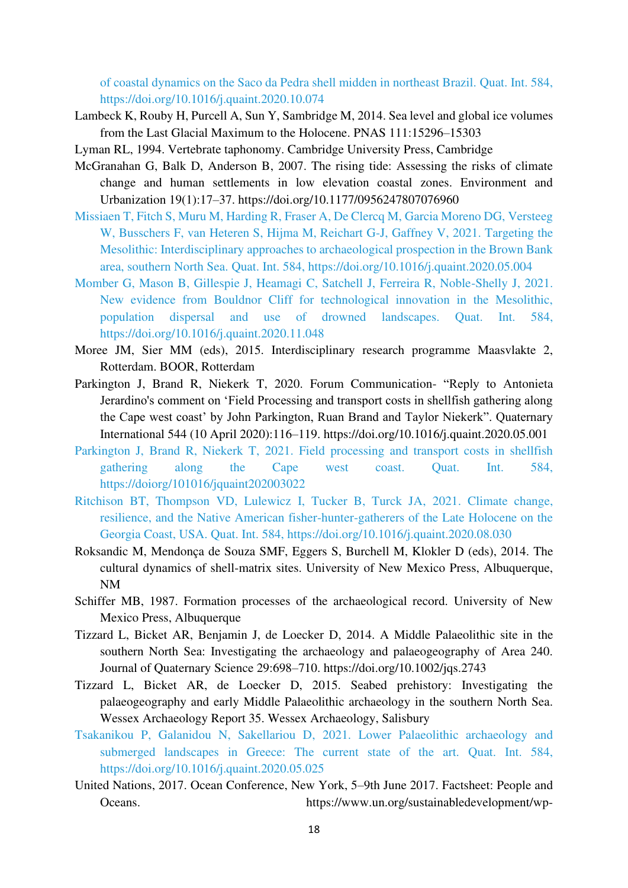of coastal dynamics on the Saco da Pedra shell midden in northeast Brazil. Quat. Int. 584, https://doi.org/10.1016/j.quaint.2020.10.074

Lambeck K, Rouby H, Purcell A, Sun Y, Sambridge M, 2014. Sea level and global ice volumes from the Last Glacial Maximum to the Holocene. PNAS 111:15296–15303

Lyman RL, 1994. Vertebrate taphonomy. Cambridge University Press, Cambridge

McGranahan G, Balk D, Anderson B, 2007. The rising tide: Assessing the risks of climate change and human settlements in low elevation coastal zones. Environment and Urbanization 19(1):17–37. https://doi.org/10.1177/0956247807076960

Missiaen T, Fitch S, Muru M, Harding R, Fraser A, De Clercq M, Garcia Moreno DG, Versteeg W, Busschers F, van Heteren S, Hijma M, Reichart G-J, Gaffney V, 2021. Targeting the Mesolithic: Interdisciplinary approaches to archaeological prospection in the Brown Bank area, southern North Sea. Quat. Int. 584, https://doi.org/10.1016/j.quaint.2020.05.004

Momber G, Mason B, Gillespie J, Heamagi C, Satchell J, Ferreira R, Noble-Shelly J, 2021. New evidence from Bouldnor Cliff for technological innovation in the Mesolithic, population dispersal and use of drowned landscapes. Quat. Int. 584, https://doi.org/10.1016/j.quaint.2020.11.048

Moree JM, Sier MM (eds), 2015. Interdisciplinary research programme Maasvlakte 2, Rotterdam. BOOR, Rotterdam

Parkington J, Brand R, Niekerk T, 2020. Forum Communication- "Reply to Antonieta Jerardino's comment on 'Field Processing and transport costs in shellfish gathering along the Cape west coast' by John Parkington, Ruan Brand and Taylor Niekerk". Quaternary International 544 (10 April 2020):116–119. https://doi.org/10.1016/j.quaint.2020.05.001

Parkington J, Brand R, Niekerk T, 2021. Field processing and transport costs in shellfish gathering along the Cape west coast. Quat. Int. 584, https://doiorg/101016/jquaint202003022

Ritchison BT, Thompson VD, Lulewicz I, Tucker B, Turck JA, 2021. Climate change, resilience, and the Native American fisher-hunter-gatherers of the Late Holocene on the Georgia Coast, USA. Quat. Int. 584, https://doi.org/10.1016/j.quaint.2020.08.030

Roksandic M, Mendonça de Souza SMF, Eggers S, Burchell M, Klokler D (eds), 2014. The cultural dynamics of shell-matrix sites. University of New Mexico Press, Albuquerque, NM

Schiffer MB, 1987. Formation processes of the archaeological record. University of New Mexico Press, Albuquerque

Tizzard L, Bicket AR, Benjamin J, de Loecker D, 2014. A Middle Palaeolithic site in the southern North Sea: Investigating the archaeology and palaeogeography of Area 240. Journal of Quaternary Science 29:698–710. https://doi.org/10.1002/jqs.2743

Tizzard L, Bicket AR, de Loecker D, 2015. Seabed prehistory: Investigating the palaeogeography and early Middle Palaeolithic archaeology in the southern North Sea. Wessex Archaeology Report 35. Wessex Archaeology, Salisbury

Tsakanikou P, Galanidou N, Sakellariou D, 2021. Lower Palaeolithic archaeology and submerged landscapes in Greece: The current state of the art. Quat. Int. 584, https://doi.org/10.1016/j.quaint.2020.05.025

United Nations, 2017. Ocean Conference, New York, 5–9th June 2017. Factsheet: People and Oceans. https://www.un.org/sustainabledevelopment/wp-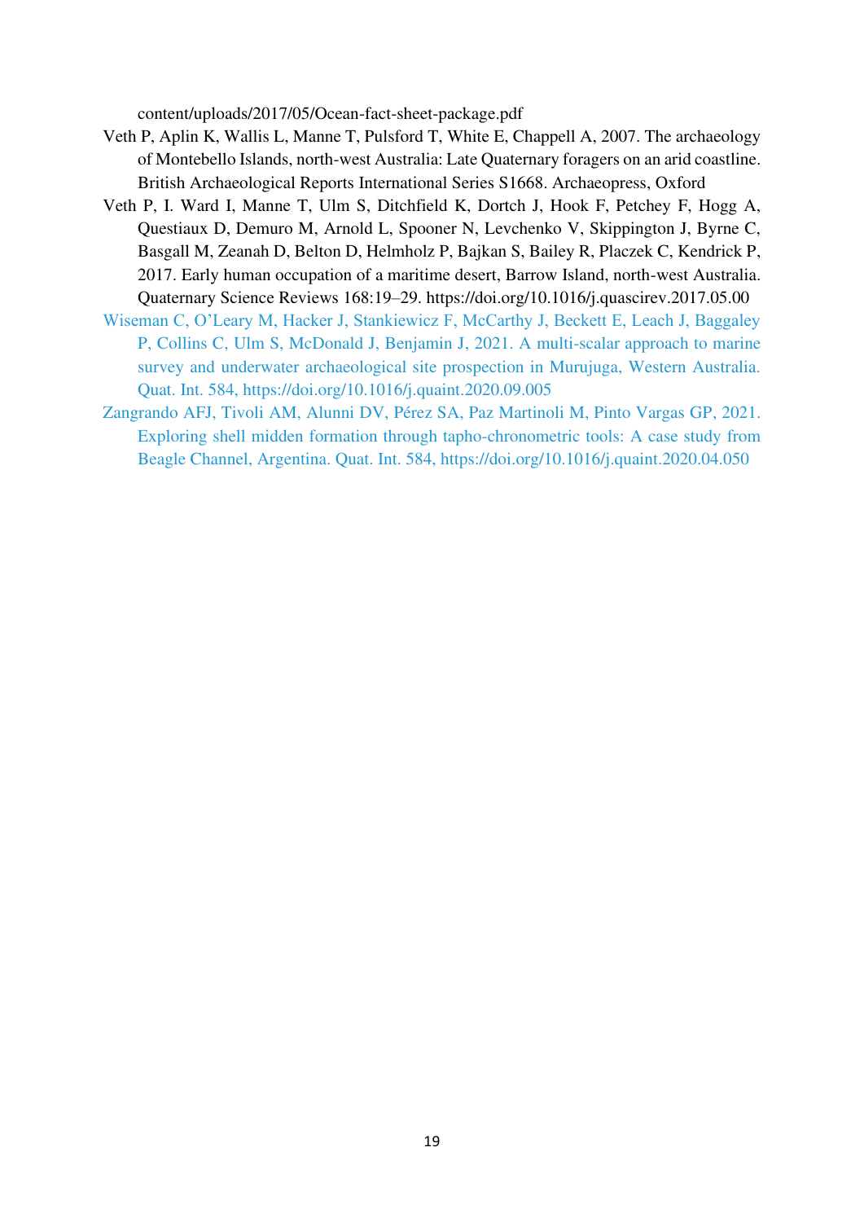content/uploads/2017/05/Ocean-fact-sheet-package.pdf

Veth P, Aplin K, Wallis L, Manne T, Pulsford T, White E, Chappell A, 2007. The archaeology of Montebello Islands, north-west Australia: Late Quaternary foragers on an arid coastline. British Archaeological Reports International Series S1668. Archaeopress, Oxford

Veth P, I. Ward I, Manne T, Ulm S, Ditchfield K, Dortch J, Hook F, Petchey F, Hogg A, Questiaux D, Demuro M, Arnold L, Spooner N, Levchenko V, Skippington J, Byrne C, Basgall M, Zeanah D, Belton D, Helmholz P, Bajkan S, Bailey R, Placzek C, Kendrick P, 2017. Early human occupation of a maritime desert, Barrow Island, north-west Australia. Quaternary Science Reviews 168:19–29. https://doi.org/10.1016/j.quascirev.2017.05.00

Wiseman C, O'Leary M, Hacker J, Stankiewicz F, McCarthy J, Beckett E, Leach J, Baggaley P, Collins C, Ulm S, McDonald J, Benjamin J, 2021. A multi-scalar approach to marine survey and underwater archaeological site prospection in Murujuga, Western Australia. Quat. Int. 584, https://doi.org/10.1016/j.quaint.2020.09.005

Zangrando AFJ, Tivoli AM, Alunni DV, Pérez SA, Paz Martinoli M, Pinto Vargas GP, 2021. Exploring shell midden formation through tapho-chronometric tools: A case study from Beagle Channel, Argentina. Quat. Int. 584, https://doi.org/10.1016/j.quaint.2020.04.050